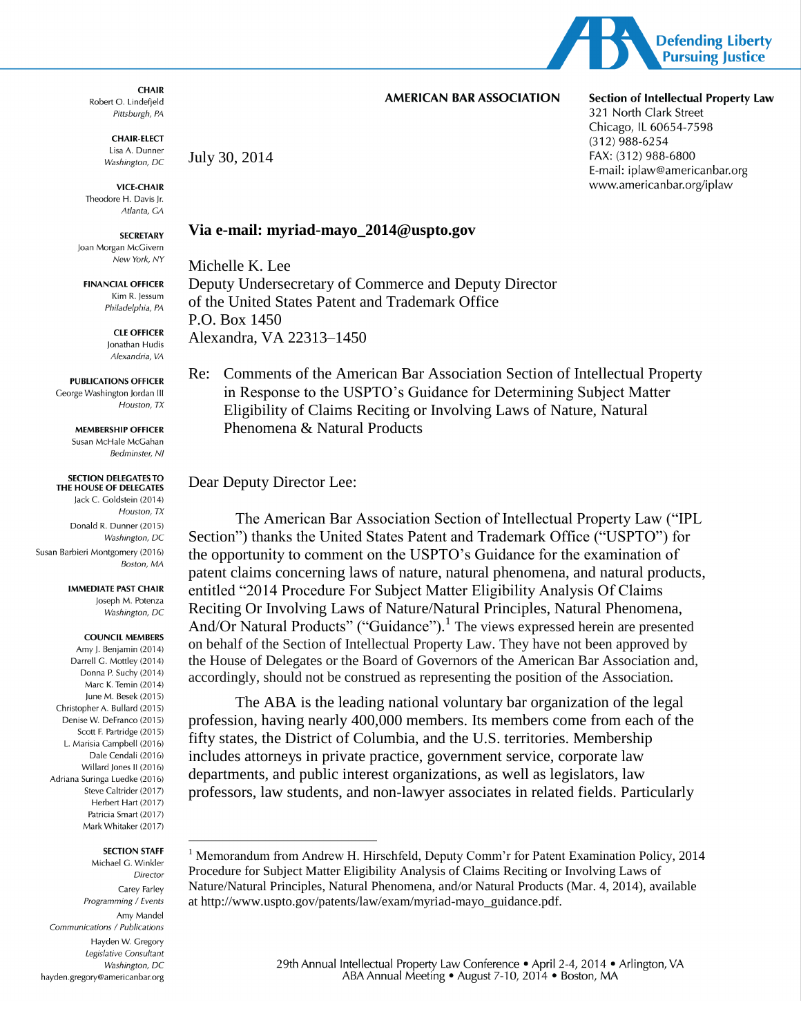**AMERICAN BAR ASSOCIATION**

**Section of Intellectual Property Law**
321 North Clark Street
Chicago, IL 60654-7598
(312) 988-6254
FAX: (312) 988-6800
E-mail: iplaw@americanbar.org
www.americanbar.org/iplaw

Defending Liberty
Pursuing Justice

**CHAIR**
Robert O. Lindefjeld
*Pittsburgh, PA*

**CHAIR-ELECT**
Lisa A. Dunner
*Washington, DC*

**VICE-CHAIR**
Theodore H. Davis Jr.
*Atlanta, GA*

**SECRETARY**
Joan Morgan McGivern
*New York, NY*

**FINANCIAL OFFICER**
Kim R. Jessum
*Philadelphia, PA*

**CLE OFFICER**
Jonathan Hudis
*Alexandria, VA*

**PUBLICATIONS OFFICER**
George Washington Jordan III
*Houston, TX*

**MEMBERSHIP OFFICER**
Susan McHale McGahan
*Bedminster, NJ*

**SECTION DELEGATES TO THE HOUSE OF DELEGATES**
Jack C. Goldstein (2014)
*Houston, TX*
Donald R. Dunner (2015)
*Washington, DC*
Susan Barbieri Montgomery (2016)
*Boston, MA*

**IMMEDIATE PAST CHAIR**
Joseph M. Potenza
*Washington, DC*

**COUNCIL MEMBERS**
Amy J. Benjamin (2014)
Darrell G. Mottley (2014)
Donna P. Suchy (2014)
Marc K. Temin (2014)
June M. Besek (2015)
Christopher A. Bullard (2015)
Denise W. DeFranco (2015)
Scott F. Partridge (2015)
L. Marisia Campbell (2016)
Dale Cendali (2016)
Willard Jones II (2016)
Adriana Suringa Luedke (2016)
Steve Caltrider (2017)
Herbert Hart (2017)
Patricia Smart (2017)
Mark Whitaker (2017)

**SECTION STAFF**
Michael G. Winkler
*Director*
Carey Farley
*Programming / Events*
Amy Mandel
*Communications / Publications*
Hayden W. Gregory
*Legislative Consultant*
*Washington, DC*
hayden.gregory@americanbar.org

July 30, 2014

**Via e-mail: myriad-mayo_2014@uspto.gov**

Michelle K. Lee
Deputy Undersecretary of Commerce and Deputy Director
of the United States Patent and Trademark Office
P.O. Box 1450
Alexandra, VA 22313–1450

Re: Comments of the American Bar Association Section of Intellectual Property in Response to the USPTO's Guidance for Determining Subject Matter Eligibility of Claims Reciting or Involving Laws of Nature, Natural Phenomena & Natural Products

Dear Deputy Director Lee:

The American Bar Association Section of Intellectual Property Law ("IPL Section") thanks the United States Patent and Trademark Office ("USPTO") for the opportunity to comment on the USPTO's Guidance for the examination of patent claims concerning laws of nature, natural phenomena, and natural products, entitled "2014 Procedure For Subject Matter Eligibility Analysis Of Claims Reciting Or Involving Laws of Nature/Natural Principles, Natural Phenomena, And/Or Natural Products" ("Guidance").[1] The views expressed herein are presented on behalf of the Section of Intellectual Property Law. They have not been approved by the House of Delegates or the Board of Governors of the American Bar Association and, accordingly, should not be construed as representing the position of the Association.

The ABA is the leading national voluntary bar organization of the legal profession, having nearly 400,000 members. Its members come from each of the fifty states, the District of Columbia, and the U.S. territories. Membership includes attorneys in private practice, government service, corporate law departments, and public interest organizations, as well as legislators, law professors, law students, and non-lawyer associates in related fields. Particularly

[1] Memorandum from Andrew H. Hirschfeld, Deputy Comm'r for Patent Examination Policy, 2014 Procedure for Subject Matter Eligibility Analysis of Claims Reciting or Involving Laws of Nature/Natural Principles, Natural Phenomena, and/or Natural Products (Mar. 4, 2014), available at http://www.uspto.gov/patents/law/exam/myriad-mayo_guidance.pdf.

29th Annual Intellectual Property Law Conference • April 2-4, 2014 • Arlington, VA
ABA Annual Meeting • August 7-10, 2014 • Boston, MA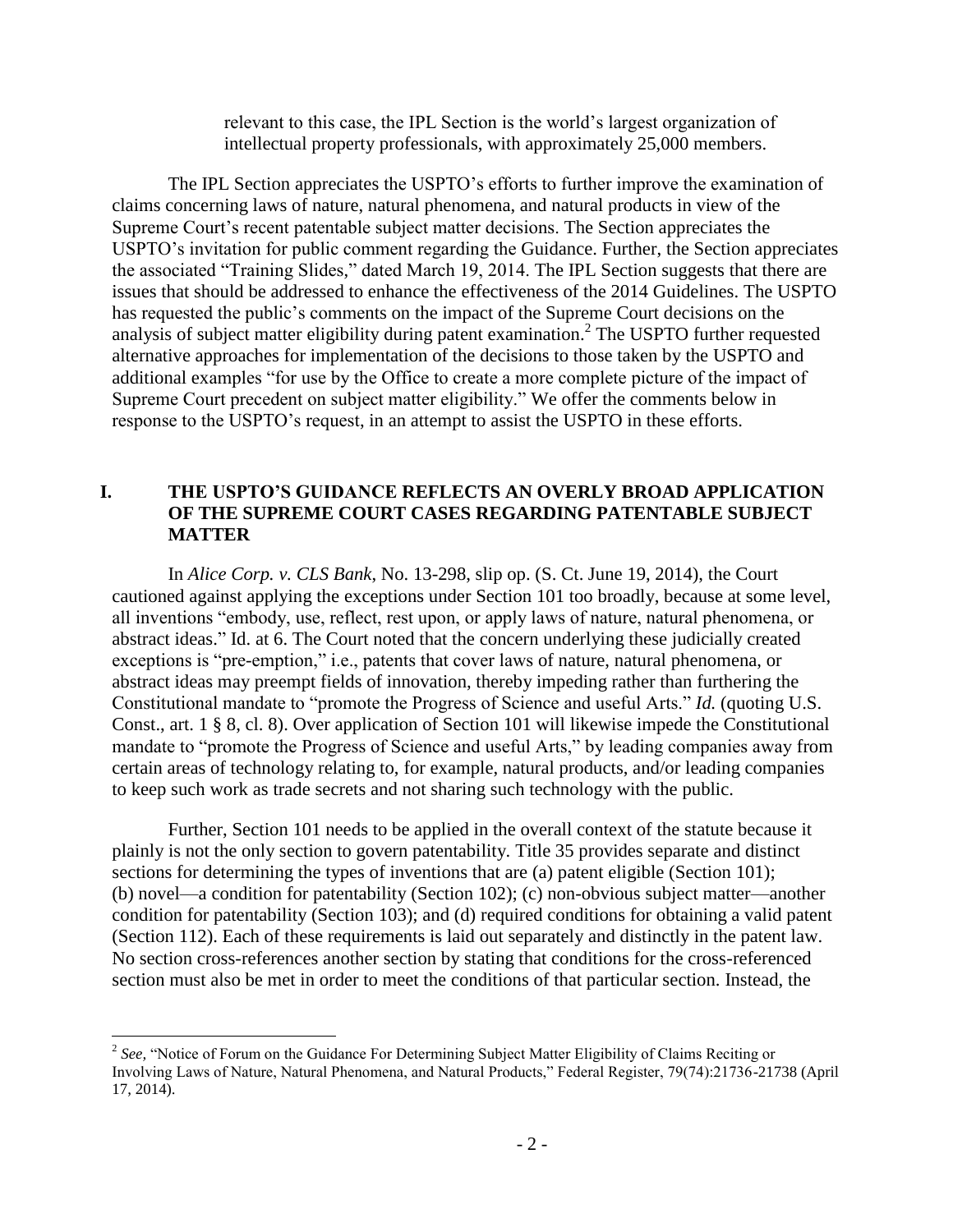relevant to this case, the IPL Section is the world's largest organization of intellectual property professionals, with approximately 25,000 members.

The IPL Section appreciates the USPTO's efforts to further improve the examination of claims concerning laws of nature, natural phenomena, and natural products in view of the Supreme Court's recent patentable subject matter decisions. The Section appreciates the USPTO's invitation for public comment regarding the Guidance. Further, the Section appreciates the associated "Training Slides," dated March 19, 2014. The IPL Section suggests that there are issues that should be addressed to enhance the effectiveness of the 2014 Guidelines. The USPTO has requested the public's comments on the impact of the Supreme Court decisions on the analysis of subject matter eligibility during patent examination.[2] The USPTO further requested alternative approaches for implementation of the decisions to those taken by the USPTO and additional examples "for use by the Office to create a more complete picture of the impact of Supreme Court precedent on subject matter eligibility." We offer the comments below in response to the USPTO's request, in an attempt to assist the USPTO in these efforts.

## I. THE USPTO'S GUIDANCE REFLECTS AN OVERLY BROAD APPLICATION OF THE SUPREME COURT CASES REGARDING PATENTABLE SUBJECT MATTER

In *Alice Corp. v. CLS Bank*, No. 13-298, slip op. (S. Ct. June 19, 2014), the Court cautioned against applying the exceptions under Section 101 too broadly, because at some level, all inventions "embody, use, reflect, rest upon, or apply laws of nature, natural phenomena, or abstract ideas." Id. at 6. The Court noted that the concern underlying these judicially created exceptions is "pre-emption," i.e., patents that cover laws of nature, natural phenomena, or abstract ideas may preempt fields of innovation, thereby impeding rather than furthering the Constitutional mandate to "promote the Progress of Science and useful Arts." *Id.* (quoting U.S. Const., art. 1 § 8, cl. 8). Over application of Section 101 will likewise impede the Constitutional mandate to "promote the Progress of Science and useful Arts," by leading companies away from certain areas of technology relating to, for example, natural products, and/or leading companies to keep such work as trade secrets and not sharing such technology with the public.

Further, Section 101 needs to be applied in the overall context of the statute because it plainly is not the only section to govern patentability. Title 35 provides separate and distinct sections for determining the types of inventions that are (a) patent eligible (Section 101); (b) novel—a condition for patentability (Section 102); (c) non-obvious subject matter—another condition for patentability (Section 103); and (d) required conditions for obtaining a valid patent (Section 112). Each of these requirements is laid out separately and distinctly in the patent law. No section cross-references another section by stating that conditions for the cross-referenced section must also be met in order to meet the conditions of that particular section. Instead, the

[2] *See,* "Notice of Forum on the Guidance For Determining Subject Matter Eligibility of Claims Reciting or Involving Laws of Nature, Natural Phenomena, and Natural Products," Federal Register, 79(74):21736-21738 (April 17, 2014).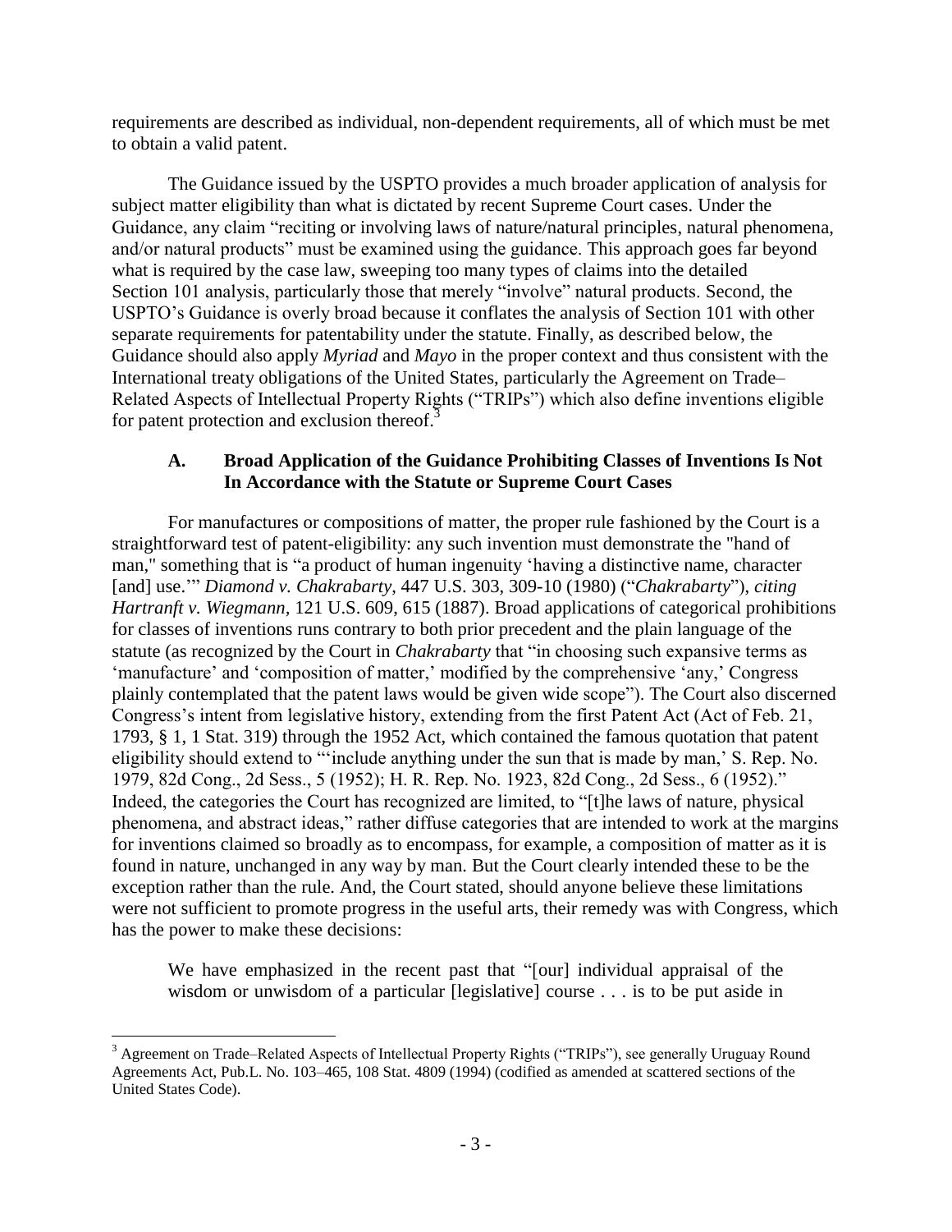requirements are described as individual, non-dependent requirements, all of which must be met to obtain a valid patent.

The Guidance issued by the USPTO provides a much broader application of analysis for subject matter eligibility than what is dictated by recent Supreme Court cases. Under the Guidance, any claim "reciting or involving laws of nature/natural principles, natural phenomena, and/or natural products" must be examined using the guidance. This approach goes far beyond what is required by the case law, sweeping too many types of claims into the detailed Section 101 analysis, particularly those that merely "involve" natural products. Second, the USPTO's Guidance is overly broad because it conflates the analysis of Section 101 with other separate requirements for patentability under the statute. Finally, as described below, the Guidance should also apply *Myriad* and *Mayo* in the proper context and thus consistent with the International treaty obligations of the United States, particularly the Agreement on Trade–Related Aspects of Intellectual Property Rights ("TRIPs") which also define inventions eligible for patent protection and exclusion thereof.[3]

### A. Broad Application of the Guidance Prohibiting Classes of Inventions Is Not In Accordance with the Statute or Supreme Court Cases

For manufactures or compositions of matter, the proper rule fashioned by the Court is a straightforward test of patent-eligibility: any such invention must demonstrate the "hand of man," something that is "a product of human ingenuity 'having a distinctive name, character [and] use.'" *Diamond v. Chakrabarty*, 447 U.S. 303, 309-10 (1980) ("*Chakrabarty*"), *citing Hartranft v. Wiegmann*, 121 U.S. 609, 615 (1887). Broad applications of categorical prohibitions for classes of inventions runs contrary to both prior precedent and the plain language of the statute (as recognized by the Court in *Chakrabarty* that "in choosing such expansive terms as 'manufacture' and 'composition of matter,' modified by the comprehensive 'any,' Congress plainly contemplated that the patent laws would be given wide scope"). The Court also discerned Congress's intent from legislative history, extending from the first Patent Act (Act of Feb. 21, 1793, § 1, 1 Stat. 319) through the 1952 Act, which contained the famous quotation that patent eligibility should extend to "'include anything under the sun that is made by man,' S. Rep. No. 1979, 82d Cong., 2d Sess., 5 (1952); H. R. Rep. No. 1923, 82d Cong., 2d Sess., 6 (1952)." Indeed, the categories the Court has recognized are limited, to "[t]he laws of nature, physical phenomena, and abstract ideas," rather diffuse categories that are intended to work at the margins for inventions claimed so broadly as to encompass, for example, a composition of matter as it is found in nature, unchanged in any way by man. But the Court clearly intended these to be the exception rather than the rule. And, the Court stated, should anyone believe these limitations were not sufficient to promote progress in the useful arts, their remedy was with Congress, which has the power to make these decisions:

> We have emphasized in the recent past that "[our] individual appraisal of the wisdom or unwisdom of a particular [legislative] course . . . is to be put aside in

---

[3] Agreement on Trade–Related Aspects of Intellectual Property Rights ("TRIPs"), see generally Uruguay Round Agreements Act, Pub.L. No. 103–465, 108 Stat. 4809 (1994) (codified as amended at scattered sections of the United States Code).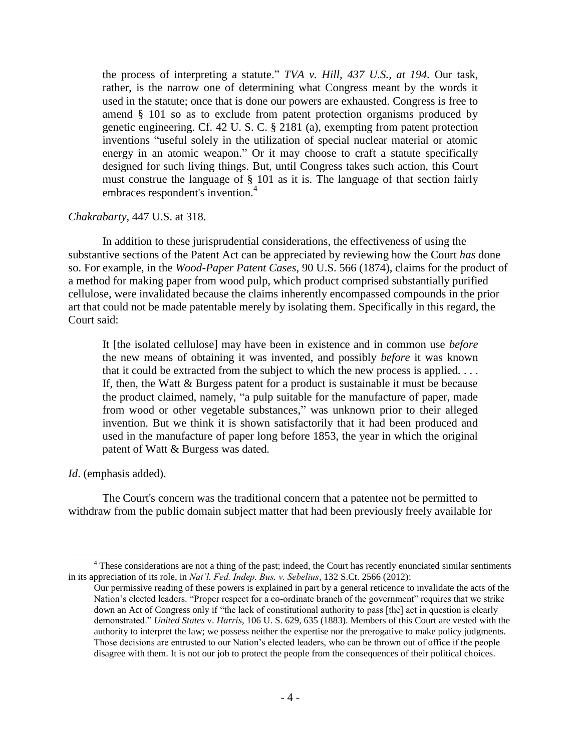> the process of interpreting a statute." *TVA v. Hill, 437 U.S., at 194.* Our task, rather, is the narrow one of determining what Congress meant by the words it used in the statute; once that is done our powers are exhausted. Congress is free to amend § 101 so as to exclude from patent protection organisms produced by genetic engineering. Cf. 42 U. S. C. § 2181 (a), exempting from patent protection inventions "useful solely in the utilization of special nuclear material or atomic energy in an atomic weapon." Or it may choose to craft a statute specifically designed for such living things. But, until Congress takes such action, this Court must construe the language of § 101 as it is. The language of that section fairly embraces respondent's invention.[4]

*Chakrabarty*, 447 U.S. at 318.

In addition to these jurisprudential considerations, the effectiveness of using the substantive sections of the Patent Act can be appreciated by reviewing how the Court *has* done so. For example, in the *Wood-Paper Patent Cases*, 90 U.S. 566 (1874), claims for the product of a method for making paper from wood pulp, which product comprised substantially purified cellulose, were invalidated because the claims inherently encompassed compounds in the prior art that could not be made patentable merely by isolating them. Specifically in this regard, the Court said:

> It [the isolated cellulose] may have been in existence and in common use *before* the new means of obtaining it was invented, and possibly *before* it was known that it could be extracted from the subject to which the new process is applied. . . . If, then, the Watt & Burgess patent for a product is sustainable it must be because the product claimed, namely, "a pulp suitable for the manufacture of paper, made from wood or other vegetable substances," was unknown prior to their alleged invention. But we think it is shown satisfactorily that it had been produced and used in the manufacture of paper long before 1853, the year in which the original patent of Watt & Burgess was dated.

*Id*. (emphasis added).

The Court's concern was the traditional concern that a patentee not be permitted to withdraw from the public domain subject matter that had been previously freely available for

---

[4] These considerations are not a thing of the past; indeed, the Court has recently enunciated similar sentiments in its appreciation of its role, in *Nat'l. Fed. Indep. Bus. v. Sebelius*, 132 S.Ct. 2566 (2012):

> Our permissive reading of these powers is explained in part by a general reticence to invalidate the acts of the Nation's elected leaders. "Proper respect for a co-ordinate branch of the government" requires that we strike down an Act of Congress only if "the lack of constitutional authority to pass [the] act in question is clearly demonstrated." *United States* v. *Harris*, 106 U. S. 629, 635 (1883). Members of this Court are vested with the authority to interpret the law; we possess neither the expertise nor the prerogative to make policy judgments. Those decisions are entrusted to our Nation's elected leaders, who can be thrown out of office if the people disagree with them. It is not our job to protect the people from the consequences of their political choices.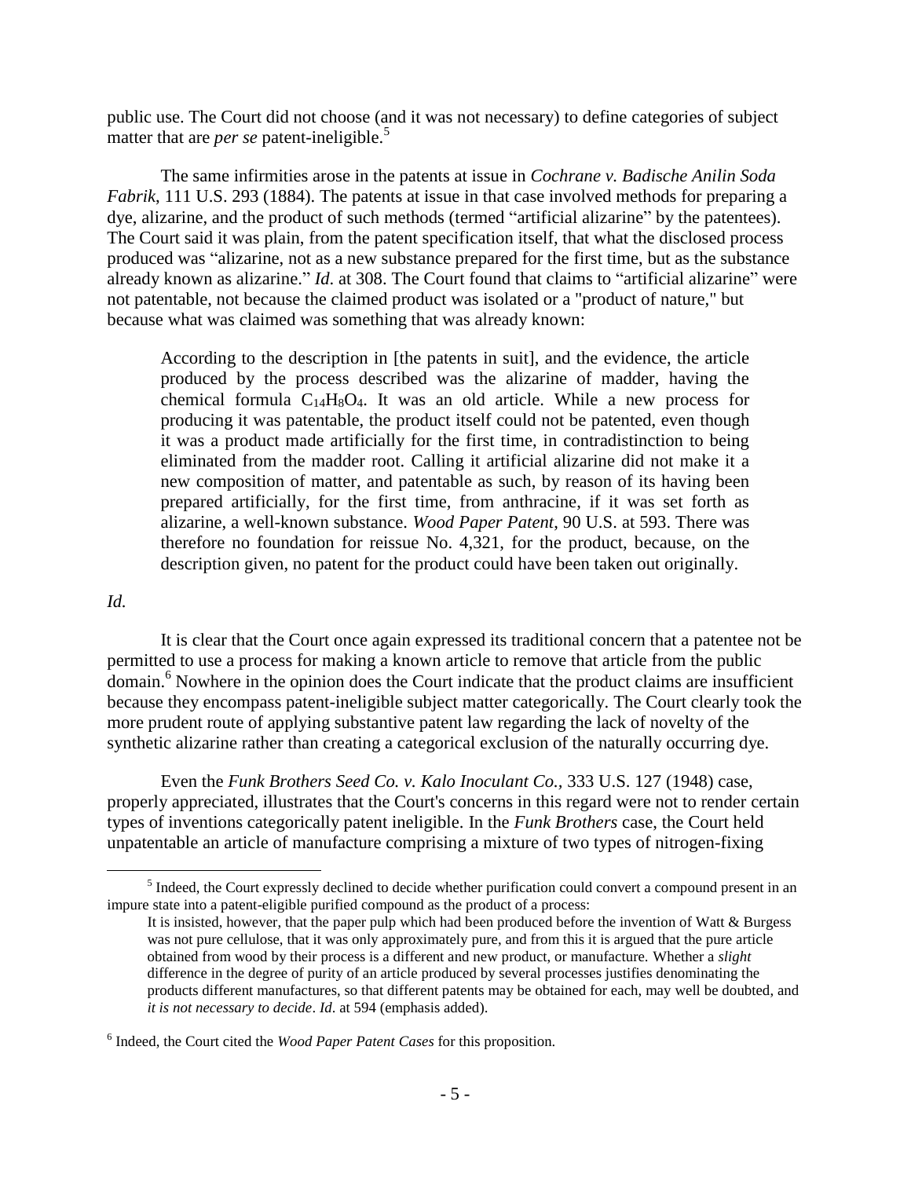public use. The Court did not choose (and it was not necessary) to define categories of subject matter that are *per se* patent-ineligible.[5]

The same infirmities arose in the patents at issue in *Cochrane v. Badische Anilin Soda Fabrik*, 111 U.S. 293 (1884). The patents at issue in that case involved methods for preparing a dye, alizarine, and the product of such methods (termed "artificial alizarine" by the patentees). The Court said it was plain, from the patent specification itself, that what the disclosed process produced was "alizarine, not as a new substance prepared for the first time, but as the substance already known as alizarine." *Id*. at 308. The Court found that claims to "artificial alizarine" were not patentable, not because the claimed product was isolated or a "product of nature," but because what was claimed was something that was already known:

> According to the description in [the patents in suit], and the evidence, the article produced by the process described was the alizarine of madder, having the chemical formula $C_{14}H_8O_4$. It was an old article. While a new process for producing it was patentable, the product itself could not be patented, even though it was a product made artificially for the first time, in contradistinction to being eliminated from the madder root. Calling it artificial alizarine did not make it a new composition of matter, and patentable as such, by reason of its having been prepared artificially, for the first time, from anthracine, if it was set forth as alizarine, a well-known substance. *Wood Paper Patent*, 90 U.S. at 593. There was therefore no foundation for reissue No. 4,321, for the product, because, on the description given, no patent for the product could have been taken out originally.

*Id.*

It is clear that the Court once again expressed its traditional concern that a patentee not be permitted to use a process for making a known article to remove that article from the public domain.[6] Nowhere in the opinion does the Court indicate that the product claims are insufficient because they encompass patent-ineligible subject matter categorically. The Court clearly took the more prudent route of applying substantive patent law regarding the lack of novelty of the synthetic alizarine rather than creating a categorical exclusion of the naturally occurring dye.

Even the *Funk Brothers Seed Co. v. Kalo Inoculant Co.*, 333 U.S. 127 (1948) case, properly appreciated, illustrates that the Court's concerns in this regard were not to render certain types of inventions categorically patent ineligible. In the *Funk Brothers* case, the Court held unpatentable an article of manufacture comprising a mixture of two types of nitrogen-fixing

---

[5] Indeed, the Court expressly declined to decide whether purification could convert a compound present in an impure state into a patent-eligible purified compound as the product of a process:

> It is insisted, however, that the paper pulp which had been produced before the invention of Watt & Burgess was not pure cellulose, that it was only approximately pure, and from this it is argued that the pure article obtained from wood by their process is a different and new product, or manufacture. Whether a *slight* difference in the degree of purity of an article produced by several processes justifies denominating the products different manufactures, so that different patents may be obtained for each, may well be doubted, and *it is not necessary to decide*. *Id*. at 594 (emphasis added).

[6] Indeed, the Court cited the *Wood Paper Patent Cases* for this proposition.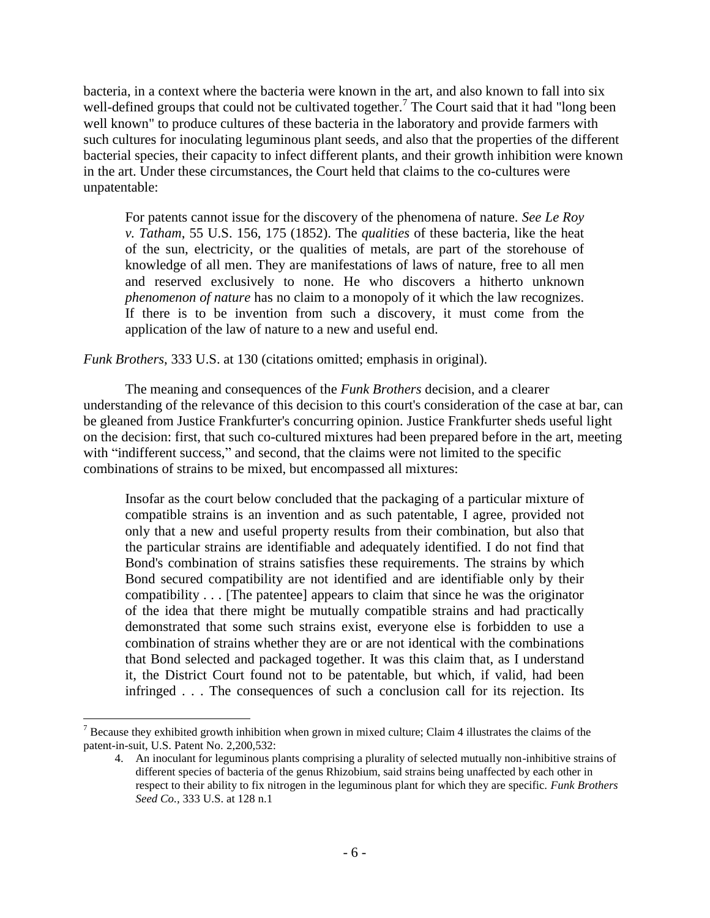bacteria, in a context where the bacteria were known in the art, and also known to fall into six well-defined groups that could not be cultivated together.[7] The Court said that it had "long been well known" to produce cultures of these bacteria in the laboratory and provide farmers with such cultures for inoculating leguminous plant seeds, and also that the properties of the different bacterial species, their capacity to infect different plants, and their growth inhibition were known in the art. Under these circumstances, the Court held that claims to the co-cultures were unpatentable:

> For patents cannot issue for the discovery of the phenomena of nature. *See Le Roy v. Tatham*, 55 U.S. 156, 175 (1852). The *qualities* of these bacteria, like the heat of the sun, electricity, or the qualities of metals, are part of the storehouse of knowledge of all men. They are manifestations of laws of nature, free to all men and reserved exclusively to none. He who discovers a hitherto unknown *phenomenon of nature* has no claim to a monopoly of it which the law recognizes. If there is to be invention from such a discovery, it must come from the application of the law of nature to a new and useful end.

*Funk Brothers*, 333 U.S. at 130 (citations omitted; emphasis in original).

The meaning and consequences of the *Funk Brothers* decision, and a clearer understanding of the relevance of this decision to this court's consideration of the case at bar, can be gleaned from Justice Frankfurter's concurring opinion. Justice Frankfurter sheds useful light on the decision: first, that such co-cultured mixtures had been prepared before in the art, meeting with "indifferent success," and second, that the claims were not limited to the specific combinations of strains to be mixed, but encompassed all mixtures:

> Insofar as the court below concluded that the packaging of a particular mixture of compatible strains is an invention and as such patentable, I agree, provided not only that a new and useful property results from their combination, but also that the particular strains are identifiable and adequately identified. I do not find that Bond's combination of strains satisfies these requirements. The strains by which Bond secured compatibility are not identified and are identifiable only by their compatibility . . . [The patentee] appears to claim that since he was the originator of the idea that there might be mutually compatible strains and had practically demonstrated that some such strains exist, everyone else is forbidden to use a combination of strains whether they are or are not identical with the combinations that Bond selected and packaged together. It was this claim that, as I understand it, the District Court found not to be patentable, but which, if valid, had been infringed . . . The consequences of such a conclusion call for its rejection. Its

---

[7] Because they exhibited growth inhibition when grown in mixed culture; Claim 4 illustrates the claims of the patent-in-suit, U.S. Patent No. 2,200,532:

> 4. An inoculant for leguminous plants comprising a plurality of selected mutually non-inhibitive strains of different species of bacteria of the genus Rhizobium, said strains being unaffected by each other in respect to their ability to fix nitrogen in the leguminous plant for which they are specific. *Funk Brothers Seed Co.*, 333 U.S. at 128 n.1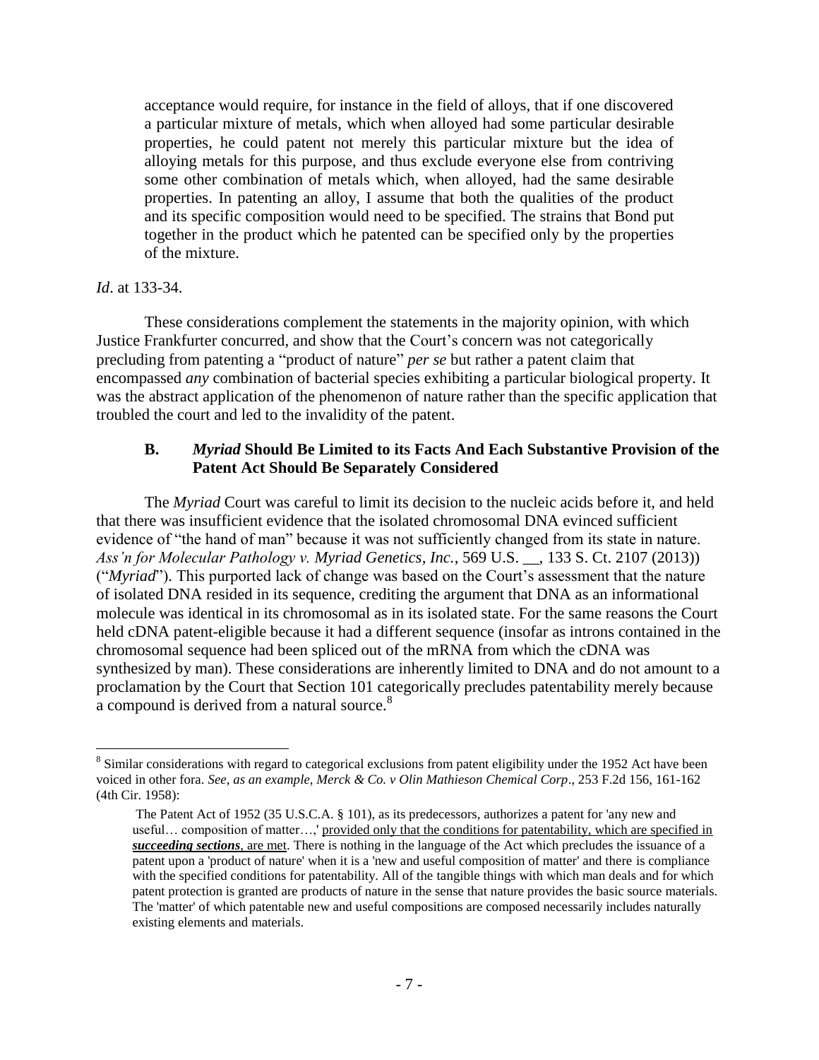> acceptance would require, for instance in the field of alloys, that if one discovered a particular mixture of metals, which when alloyed had some particular desirable properties, he could patent not merely this particular mixture but the idea of alloying metals for this purpose, and thus exclude everyone else from contriving some other combination of metals which, when alloyed, had the same desirable properties. In patenting an alloy, I assume that both the qualities of the product and its specific composition would need to be specified. The strains that Bond put together in the product which he patented can be specified only by the properties of the mixture.

*Id*. at 133-34.

These considerations complement the statements in the majority opinion, with which Justice Frankfurter concurred, and show that the Court's concern was not categorically precluding from patenting a "product of nature" *per se* but rather a patent claim that encompassed *any* combination of bacterial species exhibiting a particular biological property. It was the abstract application of the phenomenon of nature rather than the specific application that troubled the court and led to the invalidity of the patent.

### B. *Myriad* Should Be Limited to its Facts And Each Substantive Provision of the Patent Act Should Be Separately Considered

The *Myriad* Court was careful to limit its decision to the nucleic acids before it, and held that there was insufficient evidence that the isolated chromosomal DNA evinced sufficient evidence of "the hand of man" because it was not sufficiently changed from its state in nature. *Ass'n for Molecular Pathology v. Myriad Genetics, Inc.*, 569 U.S. __, 133 S. Ct. 2107 (2013)) ("*Myriad*"). This purported lack of change was based on the Court's assessment that the nature of isolated DNA resided in its sequence, crediting the argument that DNA as an informational molecule was identical in its chromosomal as in its isolated state. For the same reasons the Court held cDNA patent-eligible because it had a different sequence (insofar as introns contained in the chromosomal sequence had been spliced out of the mRNA from which the cDNA was synthesized by man). These considerations are inherently limited to DNA and do not amount to a proclamation by the Court that Section 101 categorically precludes patentability merely because a compound is derived from a natural source.[8]

---

[8] Similar considerations with regard to categorical exclusions from patent eligibility under the 1952 Act have been voiced in other fora. *See, as an example, Merck & Co. v Olin Mathieson Chemical Corp*., 253 F.2d 156, 161-162 (4th Cir. 1958):

> The Patent Act of 1952 (35 U.S.C.A. § 101), as its predecessors, authorizes a patent for 'any new and useful… composition of matter…,' <u>provided only that the conditions for patentability, which are specified in ***succeeding sections***, are met</u>. There is nothing in the language of the Act which precludes the issuance of a patent upon a 'product of nature' when it is a 'new and useful composition of matter' and there is compliance with the specified conditions for patentability. All of the tangible things with which man deals and for which patent protection is granted are products of nature in the sense that nature provides the basic source materials. The 'matter' of which patentable new and useful compositions are composed necessarily includes naturally existing elements and materials.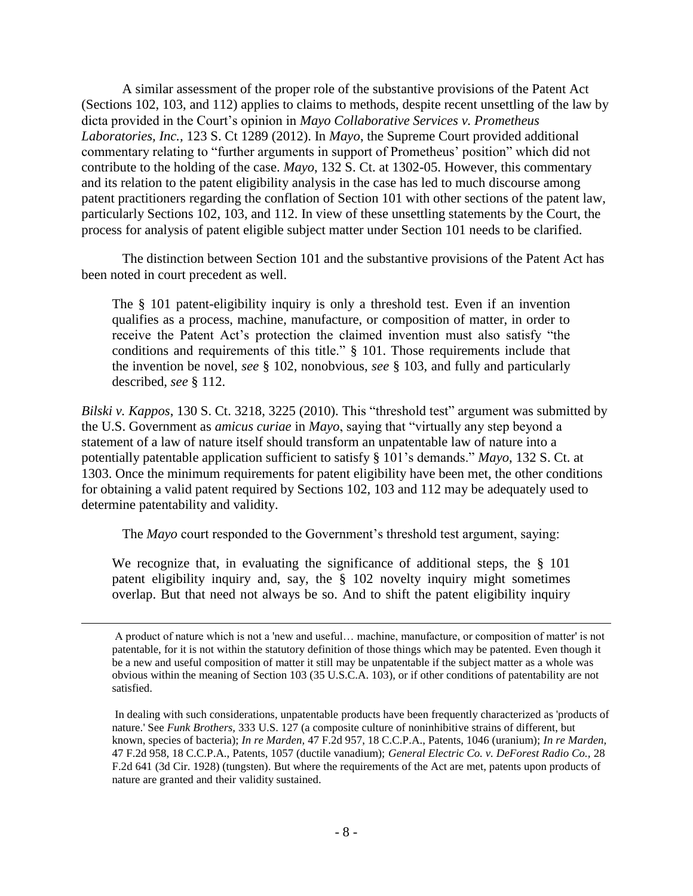A similar assessment of the proper role of the substantive provisions of the Patent Act (Sections 102, 103, and 112) applies to claims to methods, despite recent unsettling of the law by dicta provided in the Court's opinion in *Mayo Collaborative Services v. Prometheus Laboratories, Inc.*, 123 S. Ct 1289 (2012). In *Mayo*, the Supreme Court provided additional commentary relating to "further arguments in support of Prometheus' position" which did not contribute to the holding of the case. *Mayo*, 132 S. Ct. at 1302-05. However, this commentary and its relation to the patent eligibility analysis in the case has led to much discourse among patent practitioners regarding the conflation of Section 101 with other sections of the patent law, particularly Sections 102, 103, and 112. In view of these unsettling statements by the Court, the process for analysis of patent eligible subject matter under Section 101 needs to be clarified.

The distinction between Section 101 and the substantive provisions of the Patent Act has been noted in court precedent as well.

> The § 101 patent-eligibility inquiry is only a threshold test. Even if an invention qualifies as a process, machine, manufacture, or composition of matter, in order to receive the Patent Act's protection the claimed invention must also satisfy "the conditions and requirements of this title." § 101. Those requirements include that the invention be novel, *see* § 102, nonobvious, *see* § 103, and fully and particularly described, *see* § 112.

*Bilski v. Kappos*, 130 S. Ct. 3218, 3225 (2010). This "threshold test" argument was submitted by the U.S. Government as *amicus curiae* in *Mayo*, saying that "virtually any step beyond a statement of a law of nature itself should transform an unpatentable law of nature into a potentially patentable application sufficient to satisfy § 101's demands." *Mayo*, 132 S. Ct. at 1303. Once the minimum requirements for patent eligibility have been met, the other conditions for obtaining a valid patent required by Sections 102, 103 and 112 may be adequately used to determine patentability and validity.

The *Mayo* court responded to the Government's threshold test argument, saying:

> We recognize that, in evaluating the significance of additional steps, the § 101 patent eligibility inquiry and, say, the § 102 novelty inquiry might sometimes overlap. But that need not always be so. And to shift the patent eligibility inquiry

---

A product of nature which is not a 'new and useful… machine, manufacture, or composition of matter' is not patentable, for it is not within the statutory definition of those things which may be patented. Even though it be a new and useful composition of matter it still may be unpatentable if the subject matter as a whole was obvious within the meaning of Section 103 (35 U.S.C.A. 103), or if other conditions of patentability are not satisfied.

In dealing with such considerations, unpatentable products have been frequently characterized as 'products of nature.' See *Funk Brothers*, 333 U.S. 127 (a composite culture of noninhibitive strains of different, but known, species of bacteria); *In re Marden*, 47 F.2d 957, 18 C.C.P.A., Patents, 1046 (uranium); *In re Marden*, 47 F.2d 958, 18 C.C.P.A., Patents, 1057 (ductile vanadium); *General Electric Co. v. DeForest Radio Co.*, 28 F.2d 641 (3d Cir. 1928) (tungsten). But where the requirements of the Act are met, patents upon products of nature are granted and their validity sustained.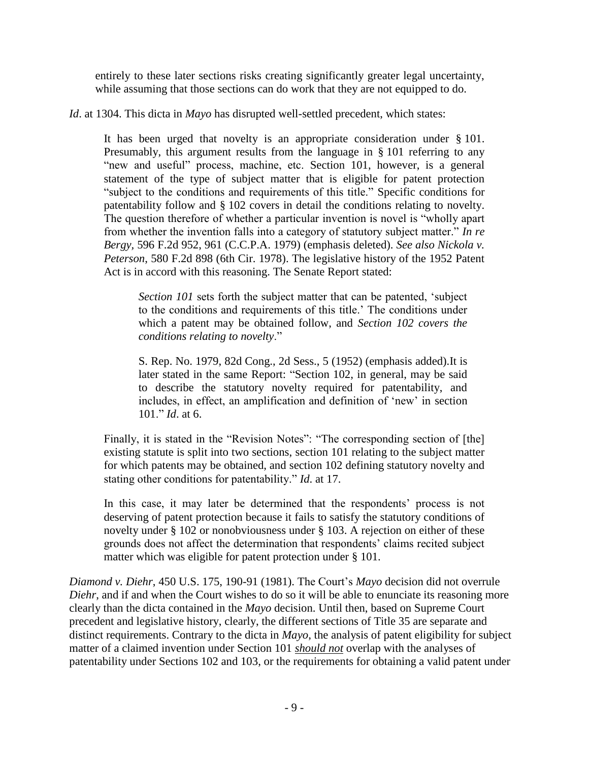> entirely to these later sections risks creating significantly greater legal uncertainty, while assuming that those sections can do work that they are not equipped to do.

*Id*. at 1304. This dicta in *Mayo* has disrupted well-settled precedent, which states:

> It has been urged that novelty is an appropriate consideration under § 101. Presumably, this argument results from the language in § 101 referring to any "new and useful" process, machine, etc. Section 101, however, is a general statement of the type of subject matter that is eligible for patent protection "subject to the conditions and requirements of this title." Specific conditions for patentability follow and § 102 covers in detail the conditions relating to novelty. The question therefore of whether a particular invention is novel is "wholly apart from whether the invention falls into a category of statutory subject matter." *In re Bergy*, 596 F.2d 952, 961 (C.C.P.A. 1979) (emphasis deleted). *See also Nickola v. Peterson*, 580 F.2d 898 (6th Cir. 1978). The legislative history of the 1952 Patent Act is in accord with this reasoning. The Senate Report stated:
>
> > *Section 101* sets forth the subject matter that can be patented, 'subject to the conditions and requirements of this title.' The conditions under which a patent may be obtained follow, and *Section 102 covers the conditions relating to novelty*."
> >
> > S. Rep. No. 1979, 82d Cong., 2d Sess., 5 (1952) (emphasis added).It is later stated in the same Report: "Section 102, in general, may be said to describe the statutory novelty required for patentability, and includes, in effect, an amplification and definition of 'new' in section 101." *Id*. at 6.
>
> Finally, it is stated in the "Revision Notes": "The corresponding section of [the] existing statute is split into two sections, section 101 relating to the subject matter for which patents may be obtained, and section 102 defining statutory novelty and stating other conditions for patentability." *Id*. at 17.
>
> In this case, it may later be determined that the respondents' process is not deserving of patent protection because it fails to satisfy the statutory conditions of novelty under § 102 or nonobviousness under § 103. A rejection on either of these grounds does not affect the determination that respondents' claims recited subject matter which was eligible for patent protection under § 101.

*Diamond v. Diehr*, 450 U.S. 175, 190-91 (1981). The Court's *Mayo* decision did not overrule *Diehr*, and if and when the Court wishes to do so it will be able to enunciate its reasoning more clearly than the dicta contained in the *Mayo* decision. Until then, based on Supreme Court precedent and legislative history, clearly, the different sections of Title 35 are separate and distinct requirements. Contrary to the dicta in *Mayo*, the analysis of patent eligibility for subject matter of a claimed invention under Section 101 ***should not*** overlap with the analyses of patentability under Sections 102 and 103, or the requirements for obtaining a valid patent under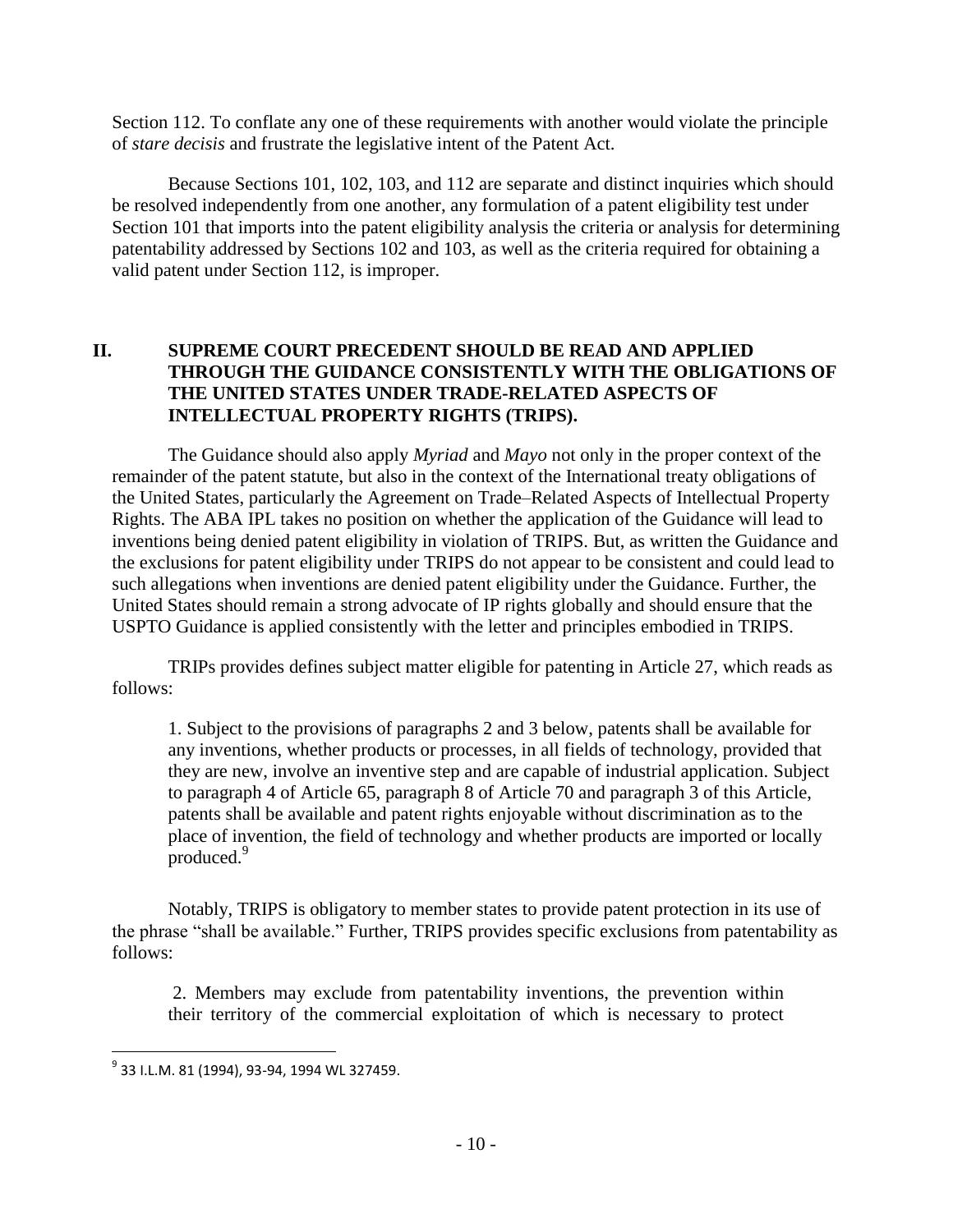Section 112. To conflate any one of these requirements with another would violate the principle of *stare decisis* and frustrate the legislative intent of the Patent Act.

Because Sections 101, 102, 103, and 112 are separate and distinct inquiries which should be resolved independently from one another, any formulation of a patent eligibility test under Section 101 that imports into the patent eligibility analysis the criteria or analysis for determining patentability addressed by Sections 102 and 103, as well as the criteria required for obtaining a valid patent under Section 112, is improper.

## II. SUPREME COURT PRECEDENT SHOULD BE READ AND APPLIED THROUGH THE GUIDANCE CONSISTENTLY WITH THE OBLIGATIONS OF THE UNITED STATES UNDER TRADE-RELATED ASPECTS OF INTELLECTUAL PROPERTY RIGHTS (TRIPS).

The Guidance should also apply *Myriad* and *Mayo* not only in the proper context of the remainder of the patent statute, but also in the context of the International treaty obligations of the United States, particularly the Agreement on Trade–Related Aspects of Intellectual Property Rights. The ABA IPL takes no position on whether the application of the Guidance will lead to inventions being denied patent eligibility in violation of TRIPS. But, as written the Guidance and the exclusions for patent eligibility under TRIPS do not appear to be consistent and could lead to such allegations when inventions are denied patent eligibility under the Guidance. Further, the United States should remain a strong advocate of IP rights globally and should ensure that the USPTO Guidance is applied consistently with the letter and principles embodied in TRIPS.

TRIPs provides defines subject matter eligible for patenting in Article 27, which reads as follows:

> 1. Subject to the provisions of paragraphs 2 and 3 below, patents shall be available for any inventions, whether products or processes, in all fields of technology, provided that they are new, involve an inventive step and are capable of industrial application. Subject to paragraph 4 of Article 65, paragraph 8 of Article 70 and paragraph 3 of this Article, patents shall be available and patent rights enjoyable without discrimination as to the place of invention, the field of technology and whether products are imported or locally produced.[9]

Notably, TRIPS is obligatory to member states to provide patent protection in its use of the phrase "shall be available." Further, TRIPS provides specific exclusions from patentability as follows:

> 2. Members may exclude from patentability inventions, the prevention within their territory of the commercial exploitation of which is necessary to protect

[9] 33 I.L.M. 81 (1994), 93-94, 1994 WL 327459.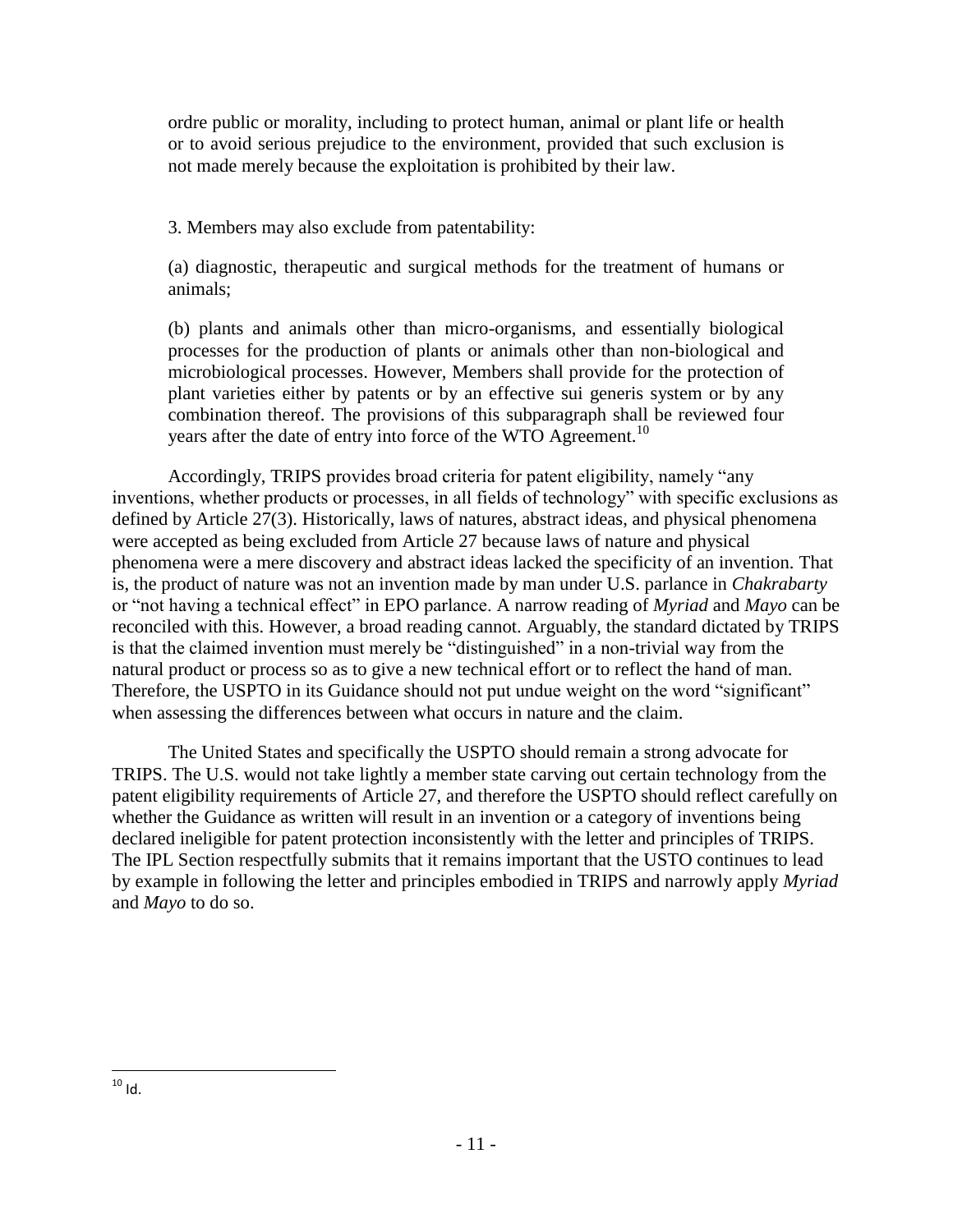ordre public or morality, including to protect human, animal or plant life or health or to avoid serious prejudice to the environment, provided that such exclusion is not made merely because the exploitation is prohibited by their law.

3. Members may also exclude from patentability:

(a) diagnostic, therapeutic and surgical methods for the treatment of humans or animals;

(b) plants and animals other than micro-organisms, and essentially biological processes for the production of plants or animals other than non-biological and microbiological processes. However, Members shall provide for the protection of plant varieties either by patents or by an effective sui generis system or by any combination thereof. The provisions of this subparagraph shall be reviewed four years after the date of entry into force of the WTO Agreement.[10]

Accordingly, TRIPS provides broad criteria for patent eligibility, namely "any inventions, whether products or processes, in all fields of technology" with specific exclusions as defined by Article 27(3). Historically, laws of natures, abstract ideas, and physical phenomena were accepted as being excluded from Article 27 because laws of nature and physical phenomena were a mere discovery and abstract ideas lacked the specificity of an invention. That is, the product of nature was not an invention made by man under U.S. parlance in *Chakrabarty* or "not having a technical effect" in EPO parlance. A narrow reading of *Myriad* and *Mayo* can be reconciled with this. However, a broad reading cannot. Arguably, the standard dictated by TRIPS is that the claimed invention must merely be "distinguished" in a non-trivial way from the natural product or process so as to give a new technical effort or to reflect the hand of man. Therefore, the USPTO in its Guidance should not put undue weight on the word "significant" when assessing the differences between what occurs in nature and the claim.

The United States and specifically the USPTO should remain a strong advocate for TRIPS. The U.S. would not take lightly a member state carving out certain technology from the patent eligibility requirements of Article 27, and therefore the USPTO should reflect carefully on whether the Guidance as written will result in an invention or a category of inventions being declared ineligible for patent protection inconsistently with the letter and principles of TRIPS. The IPL Section respectfully submits that it remains important that the USTO continues to lead by example in following the letter and principles embodied in TRIPS and narrowly apply *Myriad* and *Mayo* to do so.

---

[10] Id.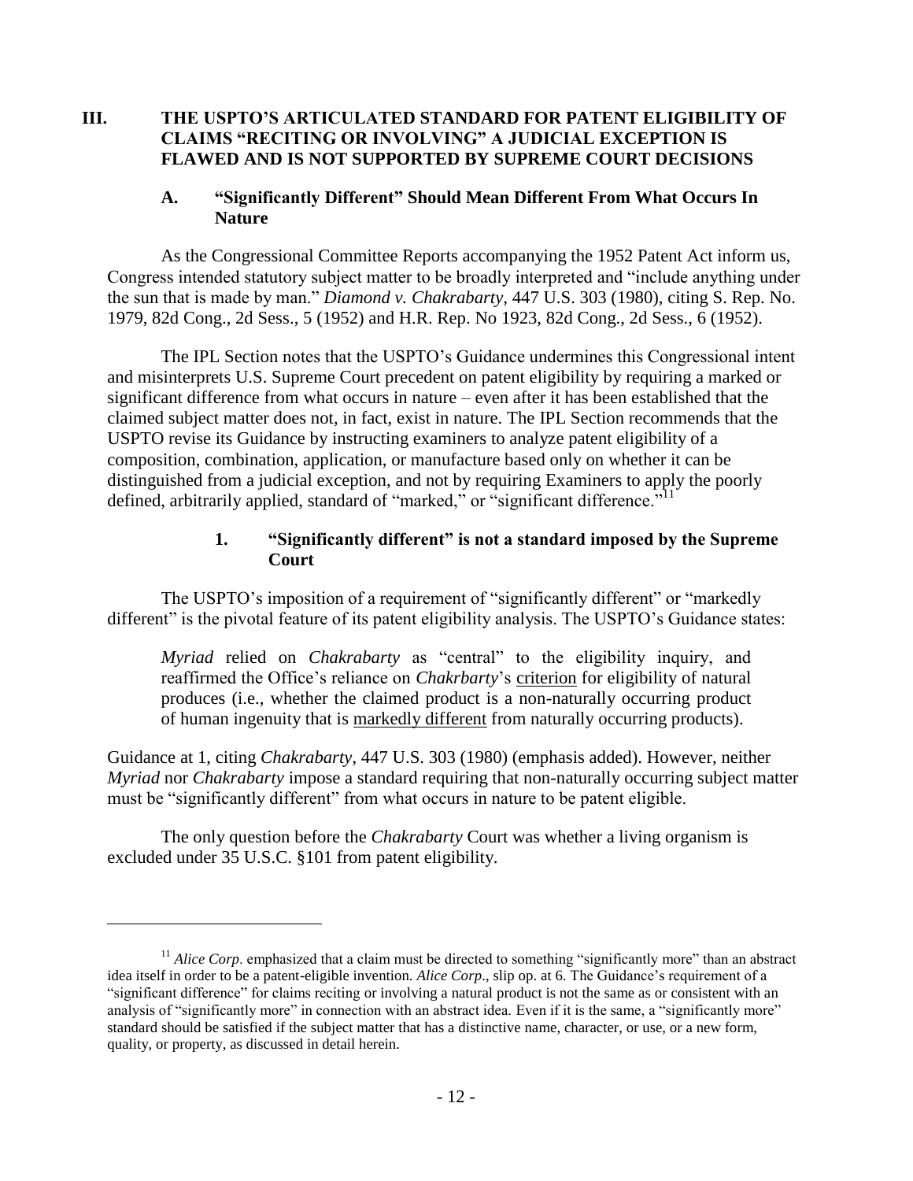# III. THE USPTO'S ARTICULATED STANDARD FOR PATENT ELIGIBILITY OF CLAIMS "RECITING OR INVOLVING" A JUDICIAL EXCEPTION IS FLAWED AND IS NOT SUPPORTED BY SUPREME COURT DECISIONS

## A. "Significantly Different" Should Mean Different From What Occurs In Nature

As the Congressional Committee Reports accompanying the 1952 Patent Act inform us, Congress intended statutory subject matter to be broadly interpreted and "include anything under the sun that is made by man." *Diamond v. Chakrabarty*, 447 U.S. 303 (1980), citing S. Rep. No. 1979, 82d Cong., 2d Sess., 5 (1952) and H.R. Rep. No 1923, 82d Cong., 2d Sess., 6 (1952).

The IPL Section notes that the USPTO's Guidance undermines this Congressional intent and misinterprets U.S. Supreme Court precedent on patent eligibility by requiring a marked or significant difference from what occurs in nature – even after it has been established that the claimed subject matter does not, in fact, exist in nature. The IPL Section recommends that the USPTO revise its Guidance by instructing examiners to analyze patent eligibility of a composition, combination, application, or manufacture based only on whether it can be distinguished from a judicial exception, and not by requiring Examiners to apply the poorly defined, arbitrarily applied, standard of "marked," or "significant difference."[11]

### 1. "Significantly different" is not a standard imposed by the Supreme Court

The USPTO's imposition of a requirement of "significantly different" or "markedly different" is the pivotal feature of its patent eligibility analysis. The USPTO's Guidance states:

> *Myriad* relied on *Chakrabarty* as "central" to the eligibility inquiry, and reaffirmed the Office's reliance on *Chakrbarty*'s criterion for eligibility of natural produces (i.e., whether the claimed product is a non-naturally occurring product of human ingenuity that is markedly different from naturally occurring products).

Guidance at 1, citing *Chakrabarty*, 447 U.S. 303 (1980) (emphasis added). However, neither *Myriad* nor *Chakrabarty* impose a standard requiring that non-naturally occurring subject matter must be "significantly different" from what occurs in nature to be patent eligible.

The only question before the *Chakrabarty* Court was whether a living organism is excluded under 35 U.S.C. §101 from patent eligibility.

---

[11] *Alice Corp*. emphasized that a claim must be directed to something "significantly more" than an abstract idea itself in order to be a patent-eligible invention. *Alice Corp*., slip op. at 6. The Guidance's requirement of a "significant difference" for claims reciting or involving a natural product is not the same as or consistent with an analysis of "significantly more" in connection with an abstract idea. Even if it is the same, a "significantly more" standard should be satisfied if the subject matter that has a distinctive name, character, or use, or a new form, quality, or property, as discussed in detail herein.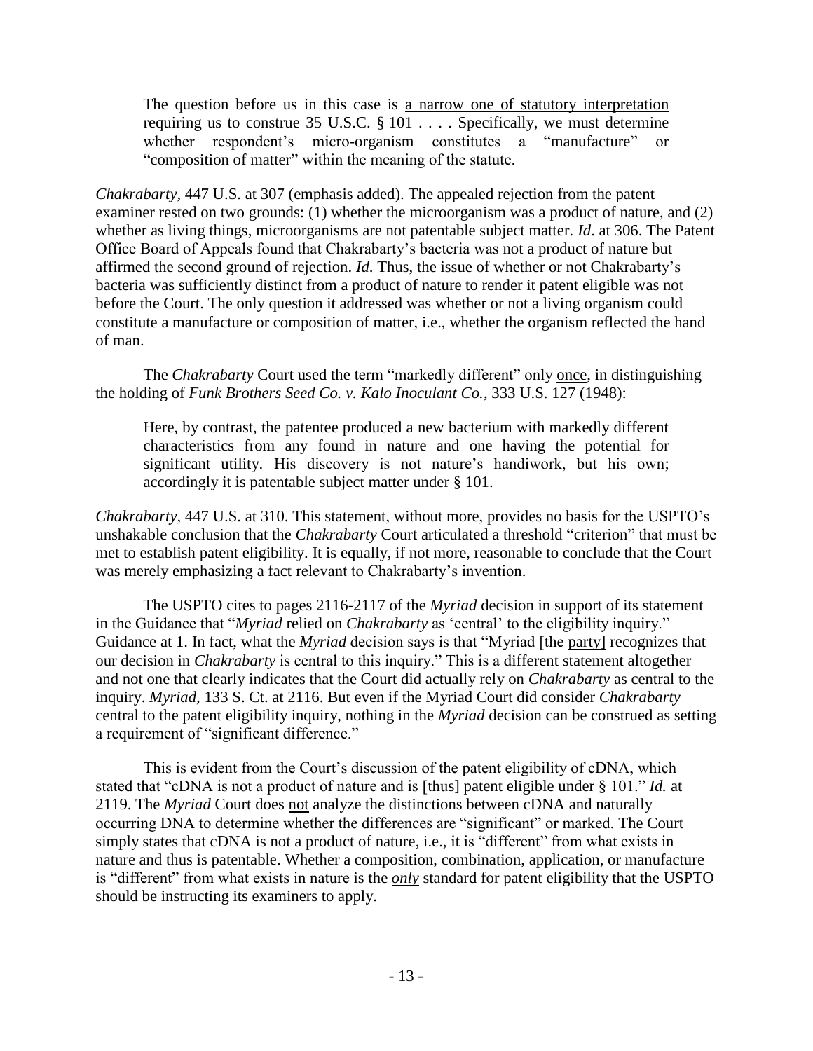> The question before us in this case is <u>a narrow one of statutory interpretation</u> requiring us to construe 35 U.S.C. § 101 . . . . Specifically, we must determine whether respondent's micro-organism constitutes a "<u>manufacture</u>" or "<u>composition of matter</u>" within the meaning of the statute.

*Chakrabarty*, 447 U.S. at 307 (emphasis added). The appealed rejection from the patent examiner rested on two grounds: (1) whether the microorganism was a product of nature, and (2) whether as living things, microorganisms are not patentable subject matter. *Id*. at 306. The Patent Office Board of Appeals found that Chakrabarty's bacteria was <u>not</u> a product of nature but affirmed the second ground of rejection. *Id*. Thus, the issue of whether or not Chakrabarty's bacteria was sufficiently distinct from a product of nature to render it patent eligible was not before the Court. The only question it addressed was whether or not a living organism could constitute a manufacture or composition of matter, i.e., whether the organism reflected the hand of man.

The *Chakrabarty* Court used the term "markedly different" only <u>once</u>, in distinguishing the holding of *Funk Brothers Seed Co. v. Kalo Inoculant Co.*, 333 U.S. 127 (1948):

> Here, by contrast, the patentee produced a new bacterium with markedly different characteristics from any found in nature and one having the potential for significant utility. His discovery is not nature's handiwork, but his own; accordingly it is patentable subject matter under § 101.

*Chakrabarty*, 447 U.S. at 310. This statement, without more, provides no basis for the USPTO's unshakable conclusion that the *Chakrabarty* Court articulated a <u>threshold</u> "<u>criterion</u>" that must be met to establish patent eligibility. It is equally, if not more, reasonable to conclude that the Court was merely emphasizing a fact relevant to Chakrabarty's invention.

The USPTO cites to pages 2116-2117 of the *Myriad* decision in support of its statement in the Guidance that "*Myriad* relied on *Chakrabarty* as 'central' to the eligibility inquiry." Guidance at 1. In fact, what the *Myriad* decision says is that "Myriad [the <u>party</u>] recognizes that our decision in *Chakrabarty* is central to this inquiry." This is a different statement altogether and not one that clearly indicates that the Court did actually rely on *Chakrabarty* as central to the inquiry. *Myriad*, 133 S. Ct. at 2116. But even if the Myriad Court did consider *Chakrabarty* central to the patent eligibility inquiry, nothing in the *Myriad* decision can be construed as setting a requirement of "significant difference."

This is evident from the Court's discussion of the patent eligibility of cDNA, which stated that "cDNA is not a product of nature and is [thus] patent eligible under § 101." *Id.* at 2119. The *Myriad* Court does <u>not</u> analyze the distinctions between cDNA and naturally occurring DNA to determine whether the differences are "significant" or marked. The Court simply states that cDNA is not a product of nature, i.e., it is "different" from what exists in nature and thus is patentable. Whether a composition, combination, application, or manufacture is "different" from what exists in nature is the <u>***only***</u> standard for patent eligibility that the USPTO should be instructing its examiners to apply.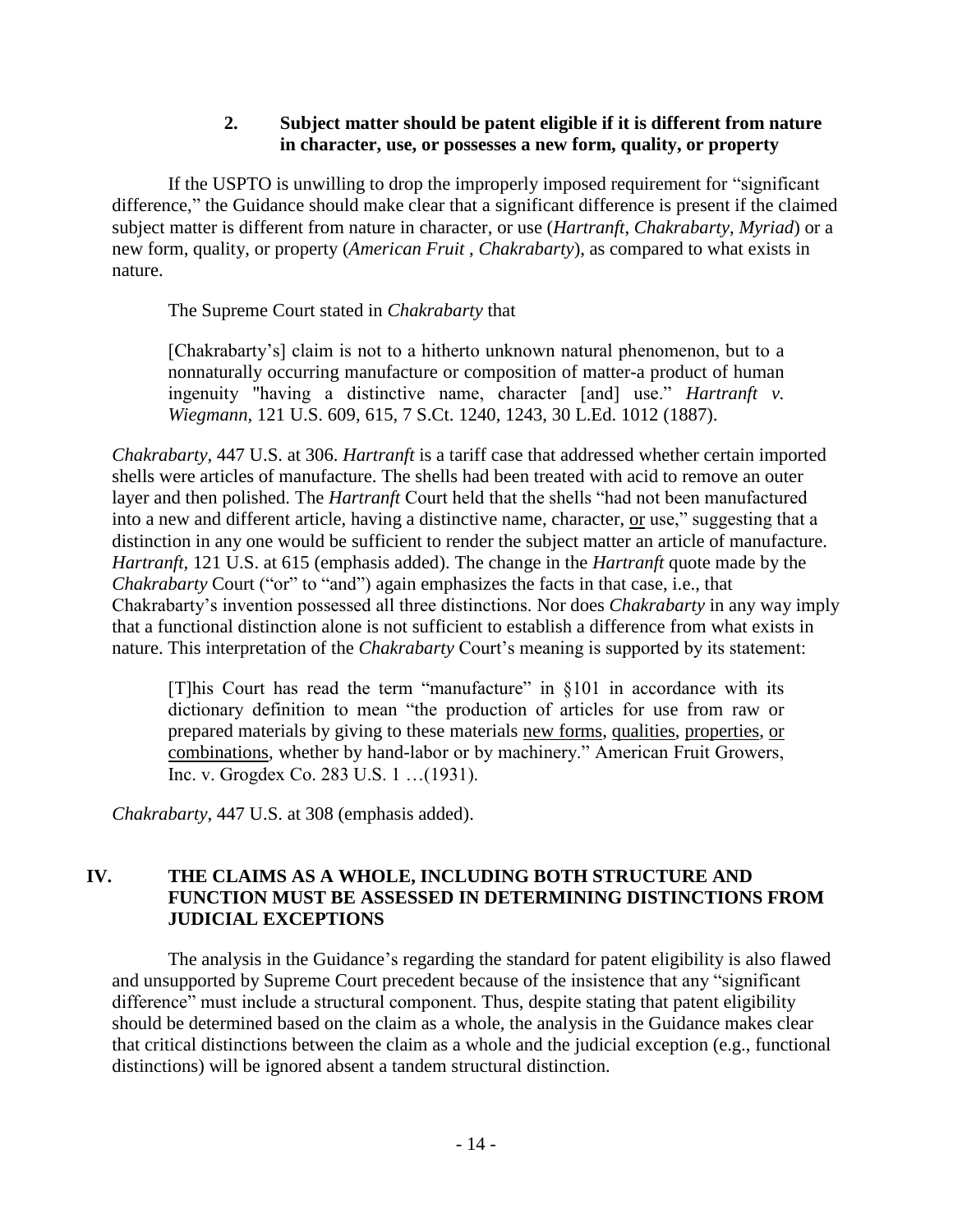### 2. Subject matter should be patent eligible if it is different from nature in character, use, or possesses a new form, quality, or property

If the USPTO is unwilling to drop the improperly imposed requirement for "significant difference," the Guidance should make clear that a significant difference is present if the claimed subject matter is different from nature in character, or use (*Hartranft*, *Chakrabarty*, *Myriad*) or a new form, quality, or property (*American Fruit* , *Chakrabarty*), as compared to what exists in nature.

The Supreme Court stated in *Chakrabarty* that

> [Chakrabarty's] claim is not to a hitherto unknown natural phenomenon, but to a nonnaturally occurring manufacture or composition of matter-a product of human ingenuity "having a distinctive name, character [and] use." *Hartranft v. Wiegmann*, 121 U.S. 609, 615, 7 S.Ct. 1240, 1243, 30 L.Ed. 1012 (1887).

*Chakrabarty*, 447 U.S. at 306. *Hartranft* is a tariff case that addressed whether certain imported shells were articles of manufacture. The shells had been treated with acid to remove an outer layer and then polished. The *Hartranft* Court held that the shells "had not been manufactured into a new and different article, having a distinctive name, character, <u>or</u> use," suggesting that a distinction in any one would be sufficient to render the subject matter an article of manufacture. *Hartranft*, 121 U.S. at 615 (emphasis added). The change in the *Hartranft* quote made by the *Chakrabarty* Court ("or" to "and") again emphasizes the facts in that case, i.e., that Chakrabarty's invention possessed all three distinctions. Nor does *Chakrabarty* in any way imply that a functional distinction alone is not sufficient to establish a difference from what exists in nature. This interpretation of the *Chakrabarty* Court's meaning is supported by its statement:

> [T]his Court has read the term "manufacture" in §101 in accordance with its dictionary definition to mean "the production of articles for use from raw or prepared materials by giving to these materials <u>new forms</u>, <u>qualities</u>, <u>properties</u>, <u>or combinations</u>, whether by hand-labor or by machinery." American Fruit Growers, Inc. v. Grogdex Co. 283 U.S. 1 …(1931).

*Chakrabarty*, 447 U.S. at 308 (emphasis added).

## IV. THE CLAIMS AS A WHOLE, INCLUDING BOTH STRUCTURE AND FUNCTION MUST BE ASSESSED IN DETERMINING DISTINCTIONS FROM JUDICIAL EXCEPTIONS

The analysis in the Guidance's regarding the standard for patent eligibility is also flawed and unsupported by Supreme Court precedent because of the insistence that any "significant difference" must include a structural component. Thus, despite stating that patent eligibility should be determined based on the claim as a whole, the analysis in the Guidance makes clear that critical distinctions between the claim as a whole and the judicial exception (e.g., functional distinctions) will be ignored absent a tandem structural distinction.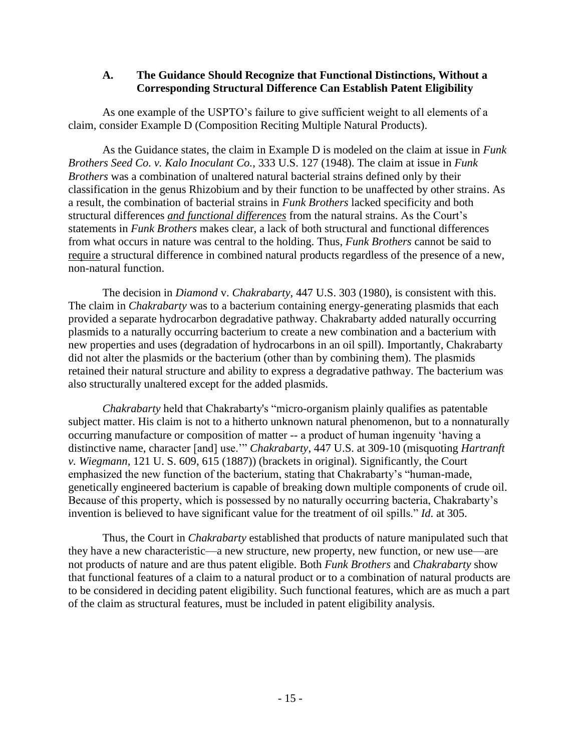### A. The Guidance Should Recognize that Functional Distinctions, Without a Corresponding Structural Difference Can Establish Patent Eligibility

As one example of the USPTO's failure to give sufficient weight to all elements of a claim, consider Example D (Composition Reciting Multiple Natural Products).

As the Guidance states, the claim in Example D is modeled on the claim at issue in *Funk Brothers Seed Co. v. Kalo Inoculant Co.*, 333 U.S. 127 (1948). The claim at issue in *Funk Brothers* was a combination of unaltered natural bacterial strains defined only by their classification in the genus Rhizobium and by their function to be unaffected by other strains. As a result, the combination of bacterial strains in *Funk Brothers* lacked specificity and both structural differences <u>*and functional differences*</u> from the natural strains. As the Court's statements in *Funk Brothers* makes clear, a lack of both structural and functional differences from what occurs in nature was central to the holding. Thus, *Funk Brothers* cannot be said to <u>require</u> a structural difference in combined natural products regardless of the presence of a new, non-natural function.

The decision in *Diamond* v. *Chakrabarty*, 447 U.S. 303 (1980), is consistent with this. The claim in *Chakrabarty* was to a bacterium containing energy-generating plasmids that each provided a separate hydrocarbon degradative pathway. Chakrabarty added naturally occurring plasmids to a naturally occurring bacterium to create a new combination and a bacterium with new properties and uses (degradation of hydrocarbons in an oil spill). Importantly, Chakrabarty did not alter the plasmids or the bacterium (other than by combining them). The plasmids retained their natural structure and ability to express a degradative pathway. The bacterium was also structurally unaltered except for the added plasmids.

*Chakrabarty* held that Chakrabarty's "micro-organism plainly qualifies as patentable subject matter. His claim is not to a hitherto unknown natural phenomenon, but to a nonnaturally occurring manufacture or composition of matter -- a product of human ingenuity 'having a distinctive name, character [and] use.'" *Chakrabarty*, 447 U.S. at 309-10 (misquoting *Hartranft v. Wiegmann*, 121 U. S. 609, 615 (1887)) (brackets in original). Significantly, the Court emphasized the new function of the bacterium, stating that Chakrabarty's "human-made, genetically engineered bacterium is capable of breaking down multiple components of crude oil. Because of this property, which is possessed by no naturally occurring bacteria, Chakrabarty's invention is believed to have significant value for the treatment of oil spills." *Id.* at 305.

Thus, the Court in *Chakrabarty* established that products of nature manipulated such that they have a new characteristic—a new structure, new property, new function, or new use—are not products of nature and are thus patent eligible. Both *Funk Brothers* and *Chakrabarty* show that functional features of a claim to a natural product or to a combination of natural products are to be considered in deciding patent eligibility. Such functional features, which are as much a part of the claim as structural features, must be included in patent eligibility analysis.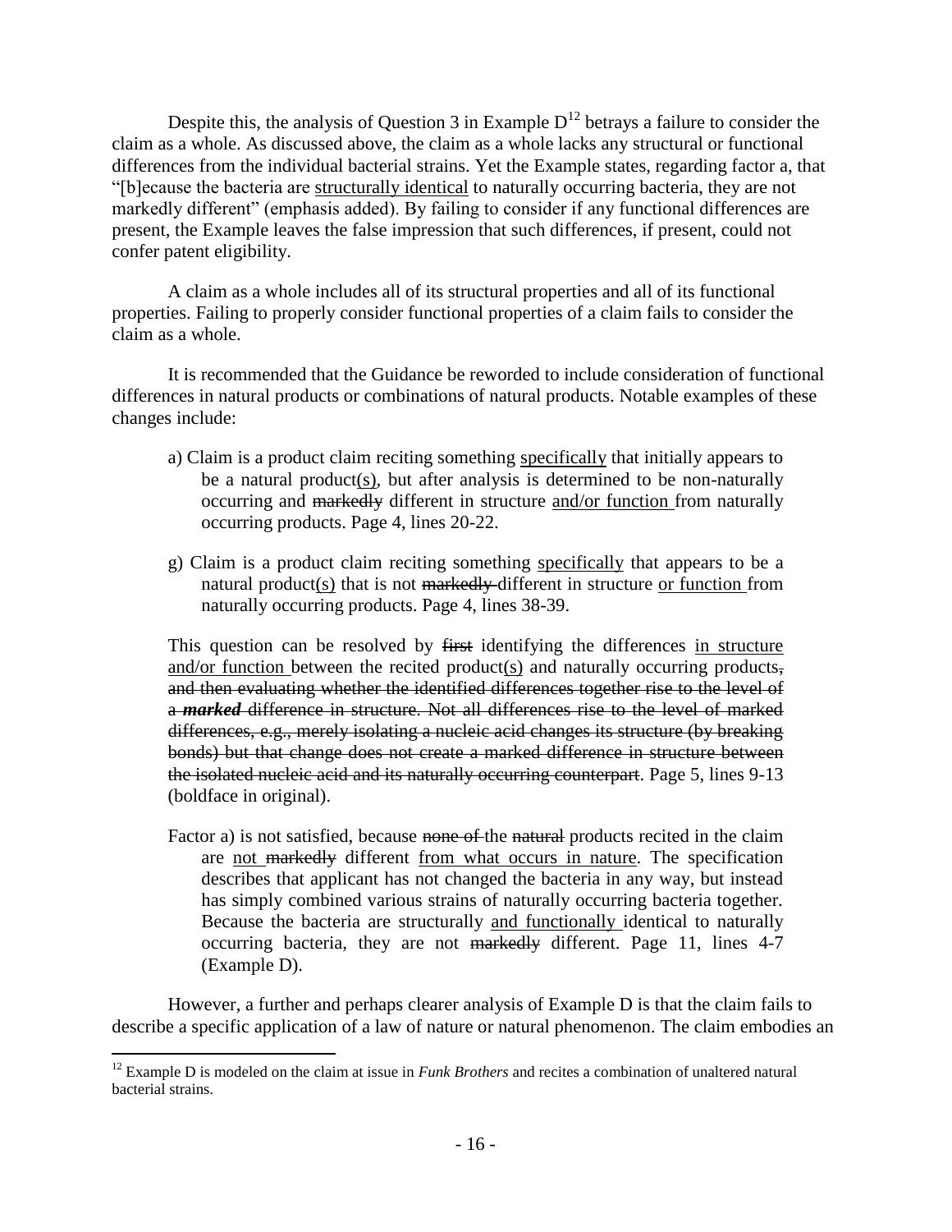Despite this, the analysis of Question 3 in Example D[12] betrays a failure to consider the claim as a whole. As discussed above, the claim as a whole lacks any structural or functional differences from the individual bacterial strains. Yet the Example states, regarding factor a, that "[b]ecause the bacteria are <u>structurally identical</u> to naturally occurring bacteria, they are not markedly different" (emphasis added). By failing to consider if any functional differences are present, the Example leaves the false impression that such differences, if present, could not confer patent eligibility.

A claim as a whole includes all of its structural properties and all of its functional properties. Failing to properly consider functional properties of a claim fails to consider the claim as a whole.

It is recommended that the Guidance be reworded to include consideration of functional differences in natural products or combinations of natural products. Notable examples of these changes include:

> a) Claim is a product claim reciting something <u>specifically</u> that initially appears to be a natural product<u>(s)</u>, but after analysis is determined to be non-naturally occurring and ~~markedly~~ different in structure <u>and/or function</u> from naturally occurring products. Page 4, lines 20-22.
>
> g) Claim is a product claim reciting something <u>specifically</u> that appears to be a natural product<u>(s)</u> that is not ~~markedly~~ different in structure <u>or function</u> from naturally occurring products. Page 4, lines 38-39.
>
> This question can be resolved by ~~first~~ identifying the differences <u>in structure and/or function</u> between the recited product<u>(s)</u> and naturally occurring products~~, and then evaluating whether the identified differences together rise to the level of a **_marked_** difference in structure. Not all differences rise to the level of marked differences, e.g., merely isolating a nucleic acid changes its structure (by breaking bonds) but that change does not create a marked difference in structure between the isolated nucleic acid and its naturally occurring counterpart~~. Page 5, lines 9-13 (boldface in original).
>
> Factor a) is not satisfied, because ~~none of~~ the ~~natural~~ products recited in the claim are <u>not</u> ~~markedly~~ different <u>from what occurs in nature</u>. The specification describes that applicant has not changed the bacteria in any way, but instead has simply combined various strains of naturally occurring bacteria together. Because the bacteria are structurally <u>and functionally</u> identical to naturally occurring bacteria, they are not ~~markedly~~ different. Page 11, lines 4-7 (Example D).

However, a further and perhaps clearer analysis of Example D is that the claim fails to describe a specific application of a law of nature or natural phenomenon. The claim embodies an

---

[12] Example D is modeled on the claim at issue in *Funk Brothers* and recites a combination of unaltered natural bacterial strains.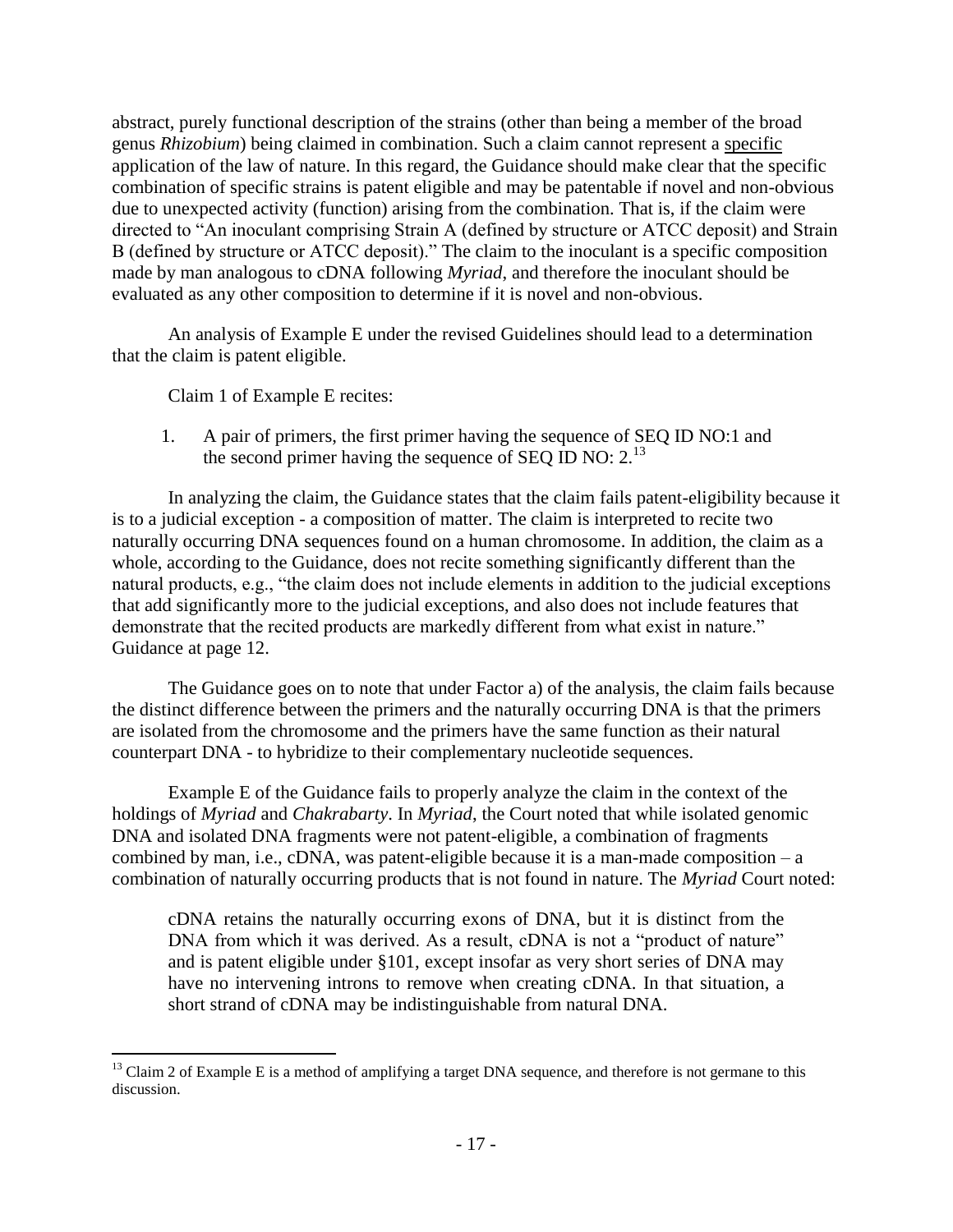abstract, purely functional description of the strains (other than being a member of the broad genus *Rhizobium*) being claimed in combination. Such a claim cannot represent a specific application of the law of nature. In this regard, the Guidance should make clear that the specific combination of specific strains is patent eligible and may be patentable if novel and non-obvious due to unexpected activity (function) arising from the combination. That is, if the claim were directed to "An inoculant comprising Strain A (defined by structure or ATCC deposit) and Strain B (defined by structure or ATCC deposit)." The claim to the inoculant is a specific composition made by man analogous to cDNA following *Myriad*, and therefore the inoculant should be evaluated as any other composition to determine if it is novel and non-obvious.

An analysis of Example E under the revised Guidelines should lead to a determination that the claim is patent eligible.

Claim 1 of Example E recites:

> 1. A pair of primers, the first primer having the sequence of SEQ ID NO:1 and the second primer having the sequence of SEQ ID NO: 2.[13]

In analyzing the claim, the Guidance states that the claim fails patent-eligibility because it is to a judicial exception - a composition of matter. The claim is interpreted to recite two naturally occurring DNA sequences found on a human chromosome. In addition, the claim as a whole, according to the Guidance, does not recite something significantly different than the natural products, e.g., "the claim does not include elements in addition to the judicial exceptions that add significantly more to the judicial exceptions, and also does not include features that demonstrate that the recited products are markedly different from what exist in nature." Guidance at page 12.

The Guidance goes on to note that under Factor a) of the analysis, the claim fails because the distinct difference between the primers and the naturally occurring DNA is that the primers are isolated from the chromosome and the primers have the same function as their natural counterpart DNA - to hybridize to their complementary nucleotide sequences.

Example E of the Guidance fails to properly analyze the claim in the context of the holdings of *Myriad* and *Chakrabarty*. In *Myriad*, the Court noted that while isolated genomic DNA and isolated DNA fragments were not patent-eligible, a combination of fragments combined by man, i.e., cDNA, was patent-eligible because it is a man-made composition – a combination of naturally occurring products that is not found in nature. The *Myriad* Court noted:

> cDNA retains the naturally occurring exons of DNA, but it is distinct from the DNA from which it was derived. As a result, cDNA is not a "product of nature" and is patent eligible under §101, except insofar as very short series of DNA may have no intervening introns to remove when creating cDNA. In that situation, a short strand of cDNA may be indistinguishable from natural DNA.

---

[13] Claim 2 of Example E is a method of amplifying a target DNA sequence, and therefore is not germane to this discussion.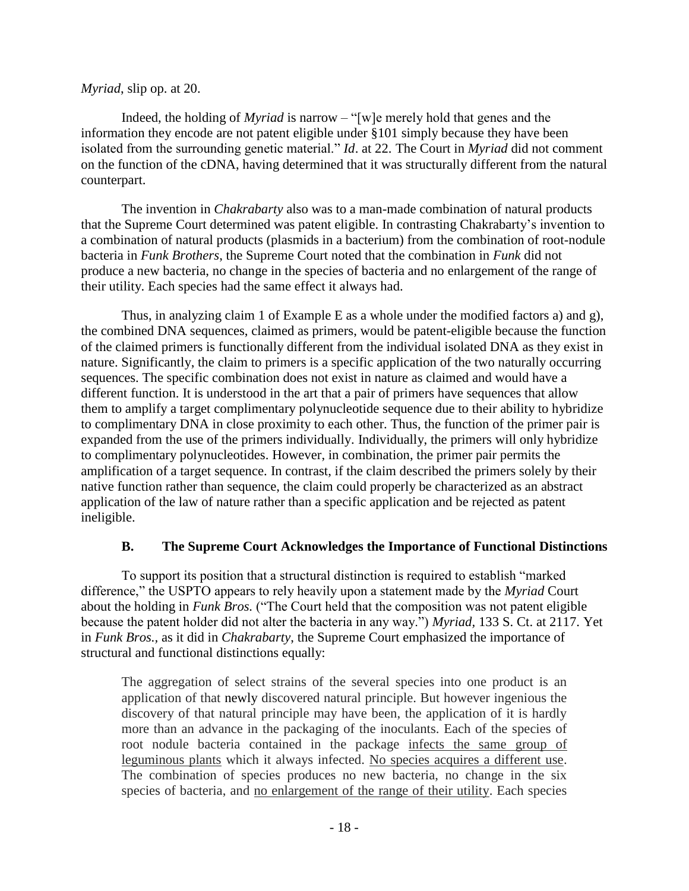*Myriad*, slip op. at 20.

Indeed, the holding of *Myriad* is narrow – "[w]e merely hold that genes and the information they encode are not patent eligible under §101 simply because they have been isolated from the surrounding genetic material." *Id*. at 22. The Court in *Myriad* did not comment on the function of the cDNA, having determined that it was structurally different from the natural counterpart.

The invention in *Chakrabarty* also was to a man-made combination of natural products that the Supreme Court determined was patent eligible. In contrasting Chakrabarty's invention to a combination of natural products (plasmids in a bacterium) from the combination of root-nodule bacteria in *Funk Brothers*, the Supreme Court noted that the combination in *Funk* did not produce a new bacteria, no change in the species of bacteria and no enlargement of the range of their utility. Each species had the same effect it always had.

Thus, in analyzing claim 1 of Example E as a whole under the modified factors a) and g), the combined DNA sequences, claimed as primers, would be patent-eligible because the function of the claimed primers is functionally different from the individual isolated DNA as they exist in nature. Significantly, the claim to primers is a specific application of the two naturally occurring sequences. The specific combination does not exist in nature as claimed and would have a different function. It is understood in the art that a pair of primers have sequences that allow them to amplify a target complimentary polynucleotide sequence due to their ability to hybridize to complimentary DNA in close proximity to each other. Thus, the function of the primer pair is expanded from the use of the primers individually. Individually, the primers will only hybridize to complimentary polynucleotides. However, in combination, the primer pair permits the amplification of a target sequence. In contrast, if the claim described the primers solely by their native function rather than sequence, the claim could properly be characterized as an abstract application of the law of nature rather than a specific application and be rejected as patent ineligible.

### B. The Supreme Court Acknowledges the Importance of Functional Distinctions

To support its position that a structural distinction is required to establish "marked difference," the USPTO appears to rely heavily upon a statement made by the *Myriad* Court about the holding in *Funk Bros.* ("The Court held that the composition was not patent eligible because the patent holder did not alter the bacteria in any way.") *Myriad*, 133 S. Ct. at 2117. Yet in *Funk Bros.*, as it did in *Chakrabarty*, the Supreme Court emphasized the importance of structural and functional distinctions equally:

> The aggregation of select strains of the several species into one product is an application of that newly discovered natural principle. But however ingenious the discovery of that natural principle may have been, the application of it is hardly more than an advance in the packaging of the inoculants. Each of the species of root nodule bacteria contained in the package <u>infects the same group of leguminous plants</u> which it always infected. <u>No species acquires a different use</u>. The combination of species produces no new bacteria, no change in the six species of bacteria, and <u>no enlargement of the range of their utility</u>. Each species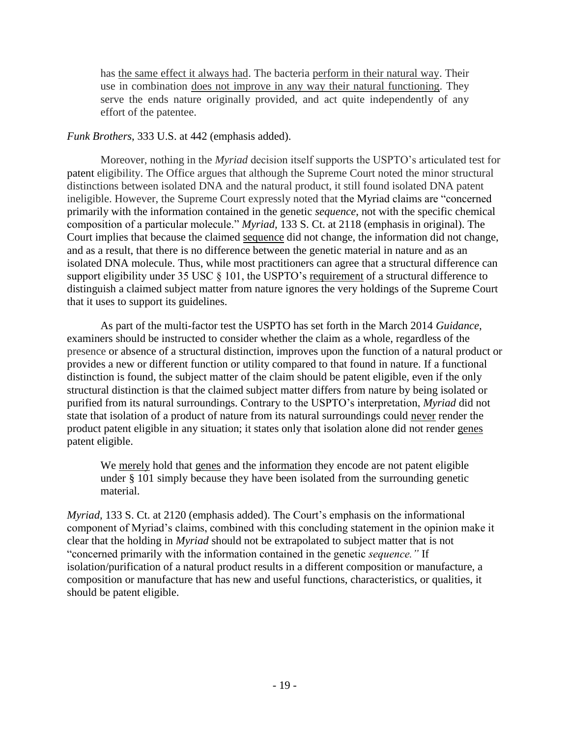> has <u>the same effect it always had</u>. The bacteria <u>perform in their natural way</u>. Their use in combination <u>does not improve in any way their natural functioning</u>. They serve the ends nature originally provided, and act quite independently of any effort of the patentee.

*Funk Brothers*, 333 U.S. at 442 (emphasis added).

Moreover, nothing in the *Myriad* decision itself supports the USPTO's articulated test for patent eligibility. The Office argues that although the Supreme Court noted the minor structural distinctions between isolated DNA and the natural product, it still found isolated DNA patent ineligible. However, the Supreme Court expressly noted that the Myriad claims are "concerned primarily with the information contained in the genetic *sequence*, not with the specific chemical composition of a particular molecule." *Myriad,* 133 S. Ct. at 2118 (emphasis in original). The Court implies that because the claimed <u>sequence</u> did not change, the information did not change, and as a result, that there is no difference between the genetic material in nature and as an isolated DNA molecule. Thus, while most practitioners can agree that a structural difference can support eligibility under 35 USC § 101, the USPTO's <u>requirement</u> of a structural difference to distinguish a claimed subject matter from nature ignores the very holdings of the Supreme Court that it uses to support its guidelines.

As part of the multi-factor test the USPTO has set forth in the March 2014 *Guidance*, examiners should be instructed to consider whether the claim as a whole, regardless of the presence or absence of a structural distinction, improves upon the function of a natural product or provides a new or different function or utility compared to that found in nature. If a functional distinction is found, the subject matter of the claim should be patent eligible, even if the only structural distinction is that the claimed subject matter differs from nature by being isolated or purified from its natural surroundings. Contrary to the USPTO's interpretation, *Myriad* did not state that isolation of a product of nature from its natural surroundings could <u>never</u> render the product patent eligible in any situation; it states only that isolation alone did not render <u>genes</u> patent eligible.

> We <u>merely</u> hold that <u>genes</u> and the <u>information</u> they encode are not patent eligible under § 101 simply because they have been isolated from the surrounding genetic material.

*Myriad,* 133 S. Ct. at 2120 (emphasis added). The Court's emphasis on the informational component of Myriad's claims, combined with this concluding statement in the opinion make it clear that the holding in *Myriad* should not be extrapolated to subject matter that is not "concerned primarily with the information contained in the genetic *sequence."* If isolation/purification of a natural product results in a different composition or manufacture, a composition or manufacture that has new and useful functions, characteristics, or qualities, it should be patent eligible.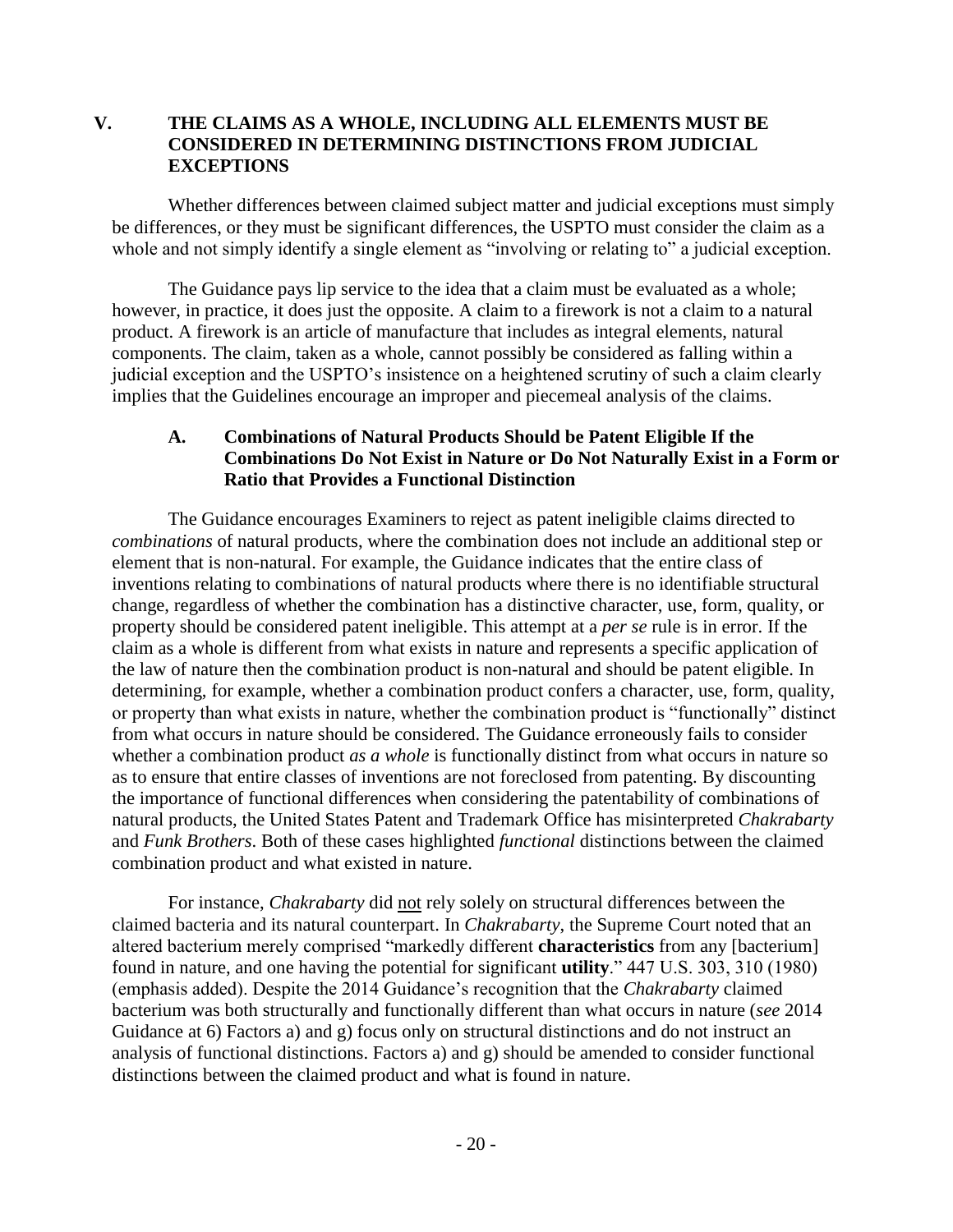## V. THE CLAIMS AS A WHOLE, INCLUDING ALL ELEMENTS MUST BE CONSIDERED IN DETERMINING DISTINCTIONS FROM JUDICIAL EXCEPTIONS

Whether differences between claimed subject matter and judicial exceptions must simply be differences, or they must be significant differences, the USPTO must consider the claim as a whole and not simply identify a single element as "involving or relating to" a judicial exception.

The Guidance pays lip service to the idea that a claim must be evaluated as a whole; however, in practice, it does just the opposite. A claim to a firework is not a claim to a natural product. A firework is an article of manufacture that includes as integral elements, natural components. The claim, taken as a whole, cannot possibly be considered as falling within a judicial exception and the USPTO's insistence on a heightened scrutiny of such a claim clearly implies that the Guidelines encourage an improper and piecemeal analysis of the claims.

### A. Combinations of Natural Products Should be Patent Eligible If the Combinations Do Not Exist in Nature or Do Not Naturally Exist in a Form or Ratio that Provides a Functional Distinction

The Guidance encourages Examiners to reject as patent ineligible claims directed to *combinations* of natural products, where the combination does not include an additional step or element that is non-natural. For example, the Guidance indicates that the entire class of inventions relating to combinations of natural products where there is no identifiable structural change, regardless of whether the combination has a distinctive character, use, form, quality, or property should be considered patent ineligible. This attempt at a *per se* rule is in error. If the claim as a whole is different from what exists in nature and represents a specific application of the law of nature then the combination product is non-natural and should be patent eligible. In determining, for example, whether a combination product confers a character, use, form, quality, or property than what exists in nature, whether the combination product is "functionally" distinct from what occurs in nature should be considered. The Guidance erroneously fails to consider whether a combination product *as a whole* is functionally distinct from what occurs in nature so as to ensure that entire classes of inventions are not foreclosed from patenting. By discounting the importance of functional differences when considering the patentability of combinations of natural products, the United States Patent and Trademark Office has misinterpreted *Chakrabarty* and *Funk Brothers*. Both of these cases highlighted *functional* distinctions between the claimed combination product and what existed in nature.

For instance, *Chakrabarty* did not rely solely on structural differences between the claimed bacteria and its natural counterpart. In *Chakrabarty*, the Supreme Court noted that an altered bacterium merely comprised "markedly different **characteristics** from any [bacterium] found in nature, and one having the potential for significant **utility**." 447 U.S. 303, 310 (1980) (emphasis added). Despite the 2014 Guidance's recognition that the *Chakrabarty* claimed bacterium was both structurally and functionally different than what occurs in nature (*see* 2014 Guidance at 6) Factors a) and g) focus only on structural distinctions and do not instruct an analysis of functional distinctions. Factors a) and g) should be amended to consider functional distinctions between the claimed product and what is found in nature.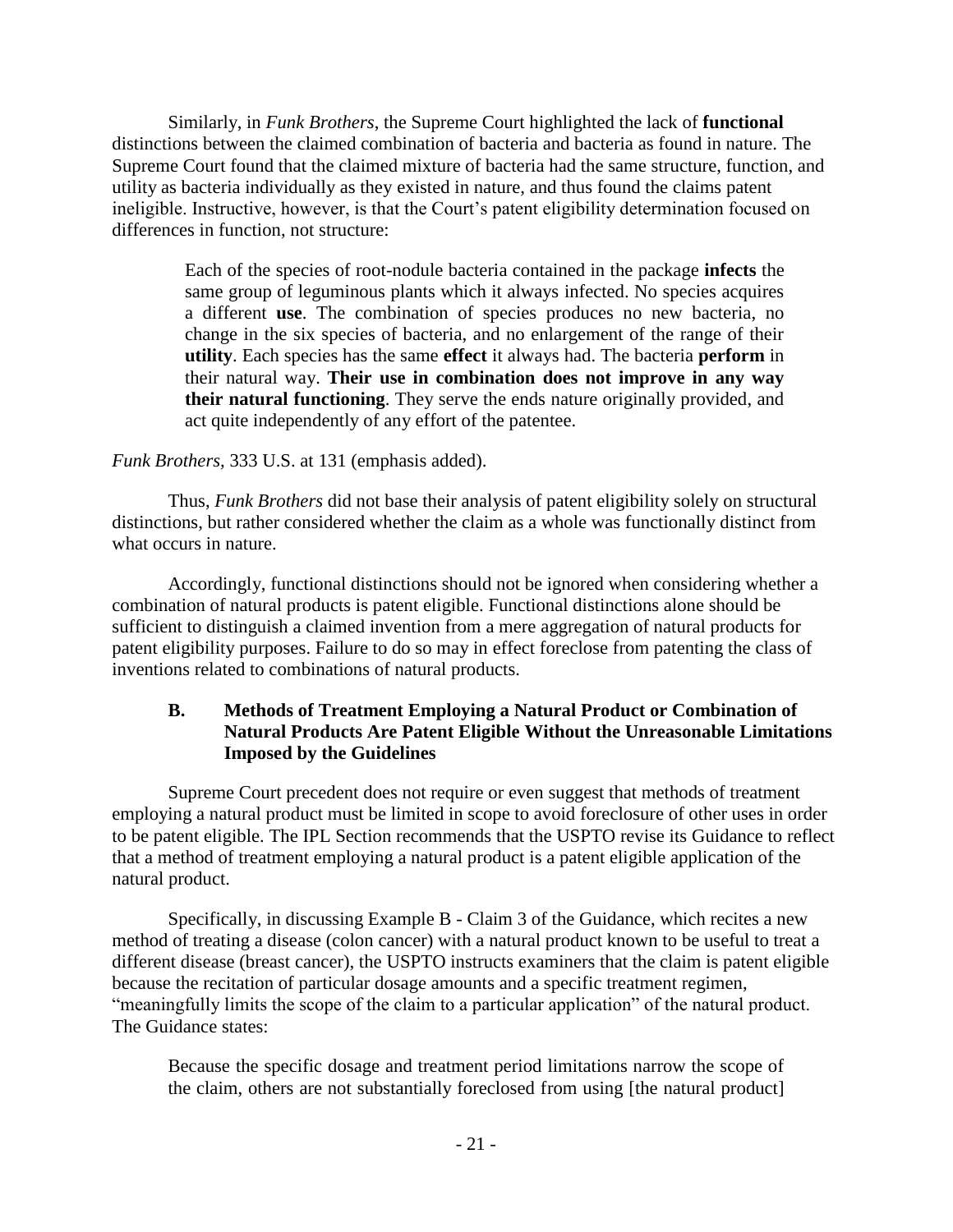Similarly, in *Funk Brothers*, the Supreme Court highlighted the lack of **functional** distinctions between the claimed combination of bacteria and bacteria as found in nature. The Supreme Court found that the claimed mixture of bacteria had the same structure, function, and utility as bacteria individually as they existed in nature, and thus found the claims patent ineligible. Instructive, however, is that the Court's patent eligibility determination focused on differences in function, not structure:

> Each of the species of root-nodule bacteria contained in the package **infects** the same group of leguminous plants which it always infected. No species acquires a different **use**. The combination of species produces no new bacteria, no change in the six species of bacteria, and no enlargement of the range of their **utility**. Each species has the same **effect** it always had. The bacteria **perform** in their natural way. **Their use in combination does not improve in any way their natural functioning**. They serve the ends nature originally provided, and act quite independently of any effort of the patentee.

*Funk Brothers*, 333 U.S. at 131 (emphasis added).

Thus, *Funk Brothers* did not base their analysis of patent eligibility solely on structural distinctions, but rather considered whether the claim as a whole was functionally distinct from what occurs in nature.

Accordingly, functional distinctions should not be ignored when considering whether a combination of natural products is patent eligible. Functional distinctions alone should be sufficient to distinguish a claimed invention from a mere aggregation of natural products for patent eligibility purposes. Failure to do so may in effect foreclose from patenting the class of inventions related to combinations of natural products.

### B. Methods of Treatment Employing a Natural Product or Combination of Natural Products Are Patent Eligible Without the Unreasonable Limitations Imposed by the Guidelines

Supreme Court precedent does not require or even suggest that methods of treatment employing a natural product must be limited in scope to avoid foreclosure of other uses in order to be patent eligible. The IPL Section recommends that the USPTO revise its Guidance to reflect that a method of treatment employing a natural product is a patent eligible application of the natural product.

Specifically, in discussing Example B - Claim 3 of the Guidance, which recites a new method of treating a disease (colon cancer) with a natural product known to be useful to treat a different disease (breast cancer), the USPTO instructs examiners that the claim is patent eligible because the recitation of particular dosage amounts and a specific treatment regimen, "meaningfully limits the scope of the claim to a particular application" of the natural product. The Guidance states:

> Because the specific dosage and treatment period limitations narrow the scope of the claim, others are not substantially foreclosed from using [the natural product]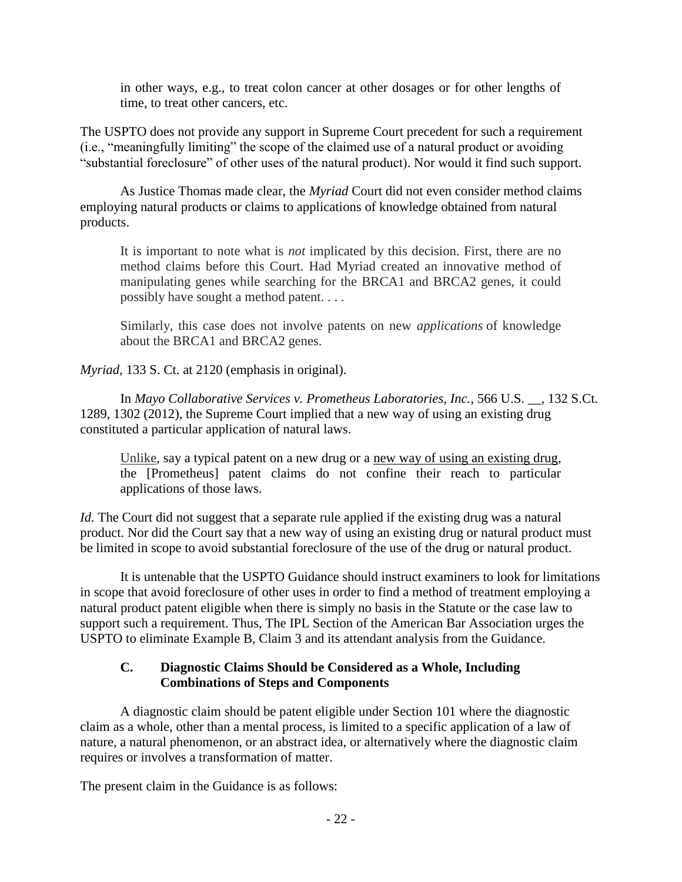> in other ways, e.g., to treat colon cancer at other dosages or for other lengths of time, to treat other cancers, etc.

The USPTO does not provide any support in Supreme Court precedent for such a requirement (i.e., "meaningfully limiting" the scope of the claimed use of a natural product or avoiding "substantial foreclosure" of other uses of the natural product). Nor would it find such support.

As Justice Thomas made clear, the *Myriad* Court did not even consider method claims employing natural products or claims to applications of knowledge obtained from natural products.

> It is important to note what is *not* implicated by this decision. First, there are no method claims before this Court. Had Myriad created an innovative method of manipulating genes while searching for the BRCA1 and BRCA2 genes, it could possibly have sought a method patent. . . .
>
> Similarly, this case does not involve patents on new *applications* of knowledge about the BRCA1 and BRCA2 genes.

*Myriad,* 133 S. Ct. at 2120 (emphasis in original).

In *Mayo Collaborative Services v. Prometheus Laboratories, Inc.*, 566 U.S. __, 132 S.Ct. 1289, 1302 (2012), the Supreme Court implied that a new way of using an existing drug constituted a particular application of natural laws.

> <u>Unlike</u>, say a typical patent on a new drug or a <u>new way of using an existing drug</u>, the [Prometheus] patent claims do not confine their reach to particular applications of those laws.

*Id.* The Court did not suggest that a separate rule applied if the existing drug was a natural product. Nor did the Court say that a new way of using an existing drug or natural product must be limited in scope to avoid substantial foreclosure of the use of the drug or natural product.

It is untenable that the USPTO Guidance should instruct examiners to look for limitations in scope that avoid foreclosure of other uses in order to find a method of treatment employing a natural product patent eligible when there is simply no basis in the Statute or the case law to support such a requirement. Thus, The IPL Section of the American Bar Association urges the USPTO to eliminate Example B, Claim 3 and its attendant analysis from the Guidance.

### C. Diagnostic Claims Should be Considered as a Whole, Including Combinations of Steps and Components

A diagnostic claim should be patent eligible under Section 101 where the diagnostic claim as a whole, other than a mental process, is limited to a specific application of a law of nature, a natural phenomenon, or an abstract idea, or alternatively where the diagnostic claim requires or involves a transformation of matter.

The present claim in the Guidance is as follows: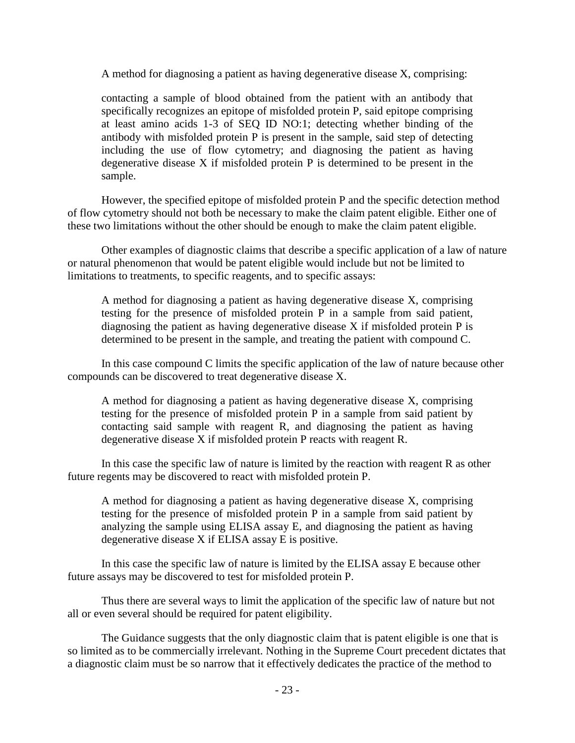> A method for diagnosing a patient as having degenerative disease X, comprising:
>
> contacting a sample of blood obtained from the patient with an antibody that specifically recognizes an epitope of misfolded protein P, said epitope comprising at least amino acids 1-3 of SEQ ID NO:1; detecting whether binding of the antibody with misfolded protein P is present in the sample, said step of detecting including the use of flow cytometry; and diagnosing the patient as having degenerative disease X if misfolded protein P is determined to be present in the sample.

However, the specified epitope of misfolded protein P and the specific detection method of flow cytometry should not both be necessary to make the claim patent eligible. Either one of these two limitations without the other should be enough to make the claim patent eligible.

Other examples of diagnostic claims that describe a specific application of a law of nature or natural phenomenon that would be patent eligible would include but not be limited to limitations to treatments, to specific reagents, and to specific assays:

> A method for diagnosing a patient as having degenerative disease X, comprising testing for the presence of misfolded protein P in a sample from said patient, diagnosing the patient as having degenerative disease X if misfolded protein P is determined to be present in the sample, and treating the patient with compound C.

In this case compound C limits the specific application of the law of nature because other compounds can be discovered to treat degenerative disease X.

> A method for diagnosing a patient as having degenerative disease X, comprising testing for the presence of misfolded protein P in a sample from said patient by contacting said sample with reagent R, and diagnosing the patient as having degenerative disease X if misfolded protein P reacts with reagent R.

In this case the specific law of nature is limited by the reaction with reagent R as other future regents may be discovered to react with misfolded protein P.

> A method for diagnosing a patient as having degenerative disease X, comprising testing for the presence of misfolded protein P in a sample from said patient by analyzing the sample using ELISA assay E, and diagnosing the patient as having degenerative disease X if ELISA assay E is positive.

In this case the specific law of nature is limited by the ELISA assay E because other future assays may be discovered to test for misfolded protein P.

Thus there are several ways to limit the application of the specific law of nature but not all or even several should be required for patent eligibility.

The Guidance suggests that the only diagnostic claim that is patent eligible is one that is so limited as to be commercially irrelevant. Nothing in the Supreme Court precedent dictates that a diagnostic claim must be so narrow that it effectively dedicates the practice of the method to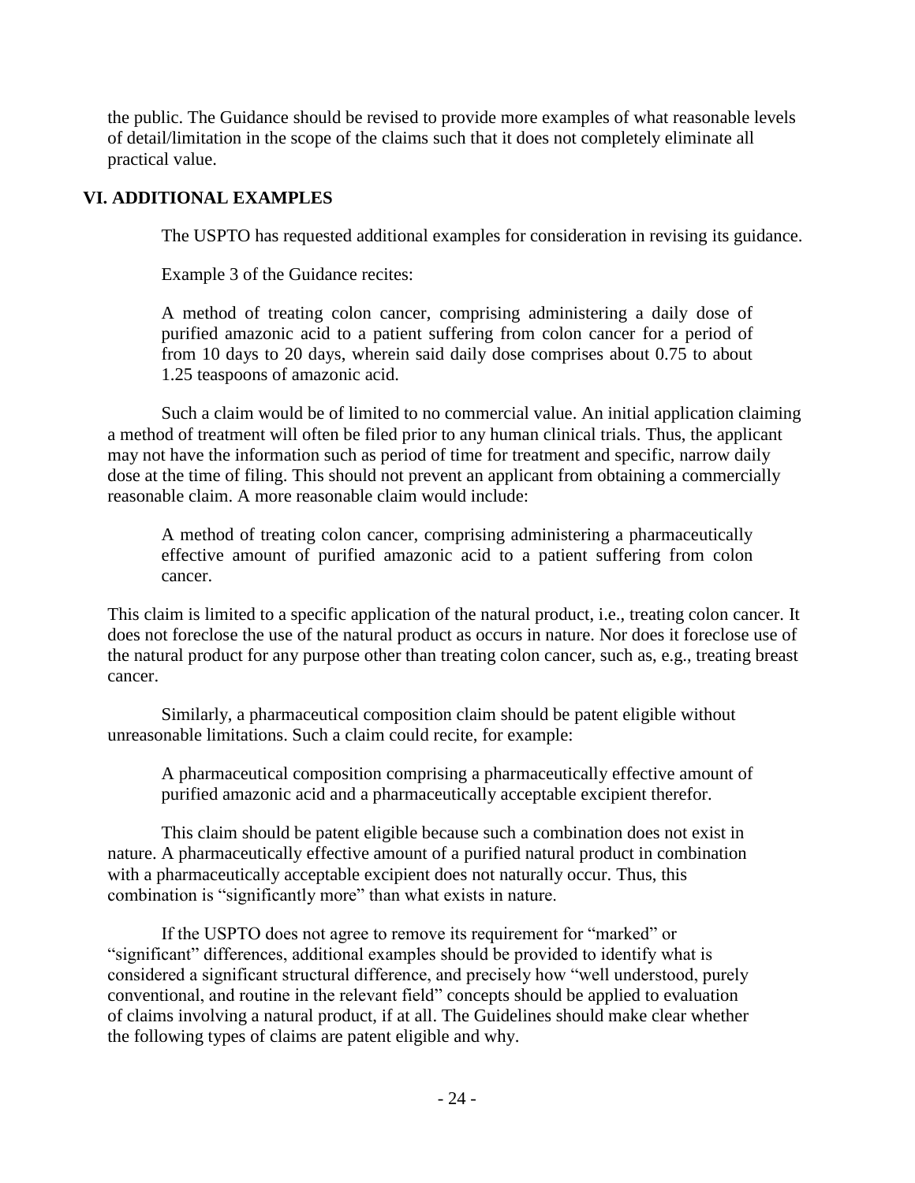the public. The Guidance should be revised to provide more examples of what reasonable levels of detail/limitation in the scope of the claims such that it does not completely eliminate all practical value.

## VI. ADDITIONAL EXAMPLES

The USPTO has requested additional examples for consideration in revising its guidance.

Example 3 of the Guidance recites:

> A method of treating colon cancer, comprising administering a daily dose of purified amazonic acid to a patient suffering from colon cancer for a period of from 10 days to 20 days, wherein said daily dose comprises about 0.75 to about 1.25 teaspoons of amazonic acid.

Such a claim would be of limited to no commercial value. An initial application claiming a method of treatment will often be filed prior to any human clinical trials. Thus, the applicant may not have the information such as period of time for treatment and specific, narrow daily dose at the time of filing. This should not prevent an applicant from obtaining a commercially reasonable claim. A more reasonable claim would include:

> A method of treating colon cancer, comprising administering a pharmaceutically effective amount of purified amazonic acid to a patient suffering from colon cancer.

This claim is limited to a specific application of the natural product, i.e., treating colon cancer. It does not foreclose the use of the natural product as occurs in nature. Nor does it foreclose use of the natural product for any purpose other than treating colon cancer, such as, e.g., treating breast cancer.

Similarly, a pharmaceutical composition claim should be patent eligible without unreasonable limitations. Such a claim could recite, for example:

> A pharmaceutical composition comprising a pharmaceutically effective amount of purified amazonic acid and a pharmaceutically acceptable excipient therefor.

This claim should be patent eligible because such a combination does not exist in nature. A pharmaceutically effective amount of a purified natural product in combination with a pharmaceutically acceptable excipient does not naturally occur. Thus, this combination is "significantly more" than what exists in nature.

If the USPTO does not agree to remove its requirement for "marked" or "significant" differences, additional examples should be provided to identify what is considered a significant structural difference, and precisely how "well understood, purely conventional, and routine in the relevant field" concepts should be applied to evaluation of claims involving a natural product, if at all. The Guidelines should make clear whether the following types of claims are patent eligible and why.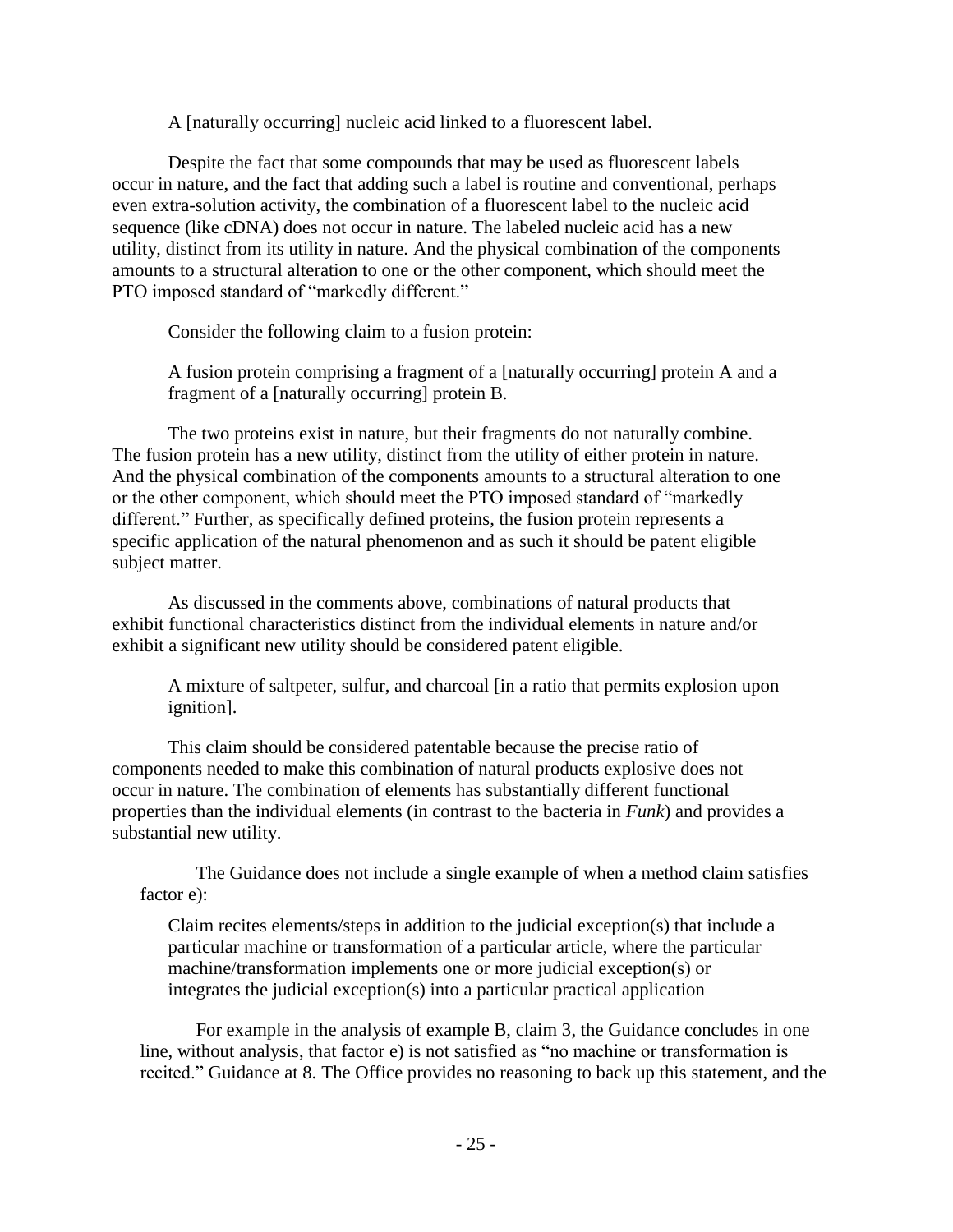> A [naturally occurring] nucleic acid linked to a fluorescent label.

Despite the fact that some compounds that may be used as fluorescent labels occur in nature, and the fact that adding such a label is routine and conventional, perhaps even extra-solution activity, the combination of a fluorescent label to the nucleic acid sequence (like cDNA) does not occur in nature. The labeled nucleic acid has a new utility, distinct from its utility in nature. And the physical combination of the components amounts to a structural alteration to one or the other component, which should meet the PTO imposed standard of "markedly different."

Consider the following claim to a fusion protein:

> A fusion protein comprising a fragment of a [naturally occurring] protein A and a fragment of a [naturally occurring] protein B.

The two proteins exist in nature, but their fragments do not naturally combine. The fusion protein has a new utility, distinct from the utility of either protein in nature. And the physical combination of the components amounts to a structural alteration to one or the other component, which should meet the PTO imposed standard of "markedly different." Further, as specifically defined proteins, the fusion protein represents a specific application of the natural phenomenon and as such it should be patent eligible subject matter.

As discussed in the comments above, combinations of natural products that exhibit functional characteristics distinct from the individual elements in nature and/or exhibit a significant new utility should be considered patent eligible.

> A mixture of saltpeter, sulfur, and charcoal [in a ratio that permits explosion upon ignition].

This claim should be considered patentable because the precise ratio of components needed to make this combination of natural products explosive does not occur in nature. The combination of elements has substantially different functional properties than the individual elements (in contrast to the bacteria in *Funk*) and provides a substantial new utility.

The Guidance does not include a single example of when a method claim satisfies factor e):

> Claim recites elements/steps in addition to the judicial exception(s) that include a particular machine or transformation of a particular article, where the particular machine/transformation implements one or more judicial exception(s) or integrates the judicial exception(s) into a particular practical application

For example in the analysis of example B, claim 3, the Guidance concludes in one line, without analysis, that factor e) is not satisfied as "no machine or transformation is recited." Guidance at 8. The Office provides no reasoning to back up this statement, and the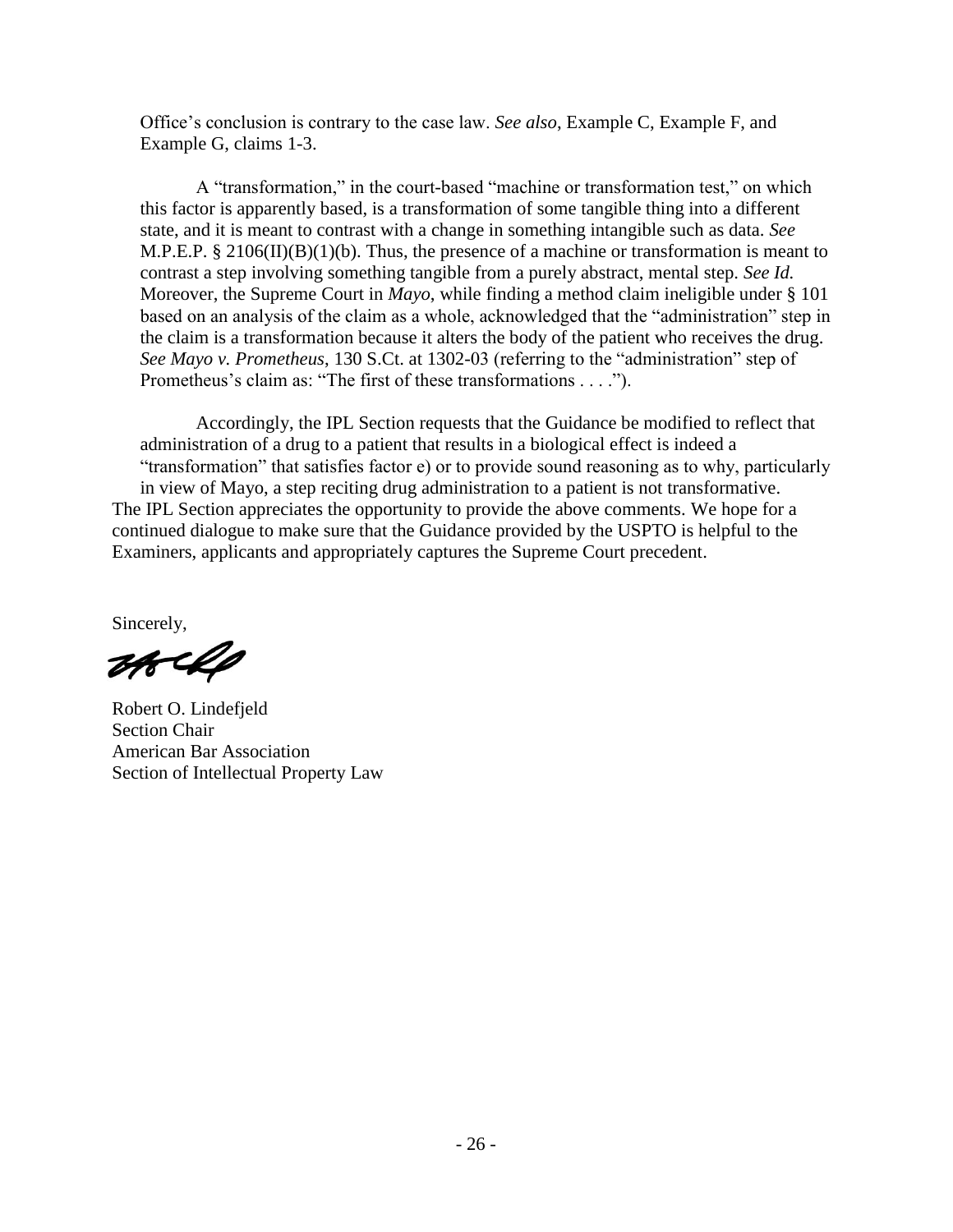Office's conclusion is contrary to the case law. *See also*, Example C, Example F, and Example G, claims 1-3.

A "transformation," in the court-based "machine or transformation test," on which this factor is apparently based, is a transformation of some tangible thing into a different state, and it is meant to contrast with a change in something intangible such as data. *See* M.P.E.P. § 2106(II)(B)(1)(b). Thus, the presence of a machine or transformation is meant to contrast a step involving something tangible from a purely abstract, mental step. *See Id.* Moreover, the Supreme Court in *Mayo*, while finding a method claim ineligible under § 101 based on an analysis of the claim as a whole, acknowledged that the "administration" step in the claim is a transformation because it alters the body of the patient who receives the drug. *See Mayo v. Prometheus*, 130 S.Ct. at 1302-03 (referring to the "administration" step of Prometheus's claim as: "The first of these transformations . . . .").

Accordingly, the IPL Section requests that the Guidance be modified to reflect that administration of a drug to a patient that results in a biological effect is indeed a "transformation" that satisfies factor e) or to provide sound reasoning as to why, particularly in view of Mayo, a step reciting drug administration to a patient is not transformative.

The IPL Section appreciates the opportunity to provide the above comments. We hope for a continued dialogue to make sure that the Guidance provided by the USPTO is helpful to the Examiners, applicants and appropriately captures the Supreme Court precedent.

Sincerely,

Robert O. Lindefjeld
Section Chair
American Bar Association
Section of Intellectual Property Law